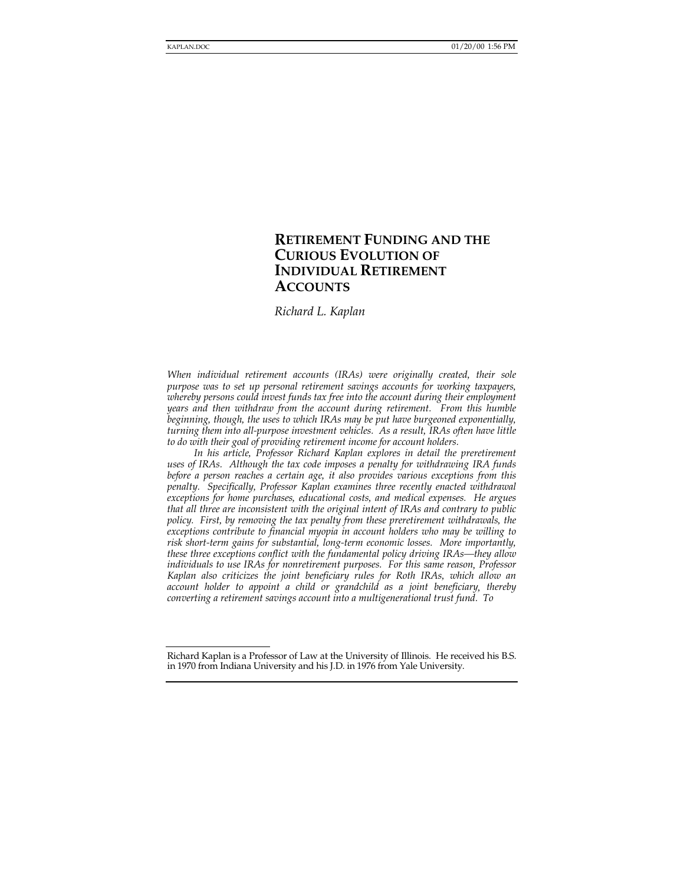# RETIREMENT FUNDING AND THE CURIOUS EVOLUTION OF INDIVIDUAL RETIREMENT ACCOUNTS

*Richard L. Kaplan*

*When individual retirement accounts (IRAs) were originally created, their sole purpose was to set up personal retirement savings accounts for working taxpayers, whereby persons could invest funds tax free into the account during their employment years and then withdraw from the account during retirement. From this humble beginning, though, the uses to which IRAs may be put have burgeoned exponentially, turning them into all-purpose investment vehicles. As a result, IRAs often have little to do with their goal of providing retirement income for account holders.*

*In his article, Professor Richard Kaplan explores in detail the preretirement uses of IRAs. Although the tax code imposes a penalty for withdrawing IRA funds before a person reaches a certain age, it also provides various exceptions from this penalty. Specifically, Professor Kaplan examines three recently enacted withdrawal exceptions for home purchases, educational costs, and medical expenses. He argues that all three are inconsistent with the original intent of IRAs and contrary to public policy. First, by removing the tax penalty from these preretirement withdrawals, the exceptions contribute to financial myopia in account holders who may be willing to risk short-term gains for substantial, long-term economic losses. More importantly, these three exceptions conflict with the fundamental policy driving IRAs—they allow individuals to use IRAs for nonretirement purposes. For this same reason, Professor Kaplan also criticizes the joint beneficiary rules for Roth IRAs, which allow an account holder to appoint a child or grandchild as a joint beneficiary, thereby converting a retirement savings account into a multigenerational trust fund. To*

---

Richard Kaplan is a Professor of Law at the University of Illinois. He received his B.S. in 1970 from Indiana University and his J.D. in 1976 from Yale University.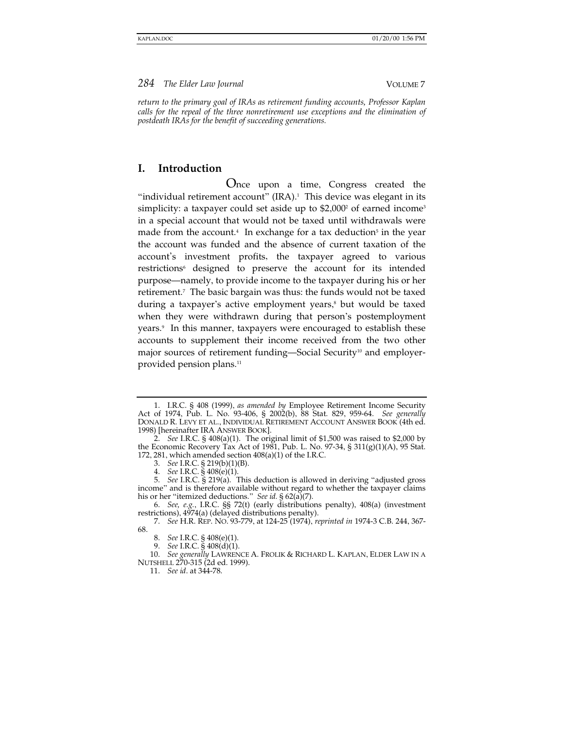*return to the primary goal of IRAs as retirement funding accounts, Professor Kaplan calls for the repeal of the three nonretirement use exceptions and the elimination of postdeath IRAs for the benefit of succeeding generations.*

## I. Introduction

Once upon a time, Congress created the "individual retirement account" (IRA).[1] This device was elegant in its simplicity: a taxpayer could set aside up to $2,000[2] of earned income[3] in a special account that would not be taxed until withdrawals were made from the account.[4] In exchange for a tax deduction[5] in the year the account was funded and the absence of current taxation of the account's investment profits, the taxpayer agreed to various restrictions[6] designed to preserve the account for its intended purpose—namely, to provide income to the taxpayer during his or her retirement.[7] The basic bargain was thus: the funds would not be taxed during a taxpayer's active employment years,[8] but would be taxed when they were withdrawn during that person's postemployment years.[9] In this manner, taxpayers were encouraged to establish these accounts to supplement their income received from the two other major sources of retirement funding—Social Security[10] and employer-provided pension plans.[11]

---

1. I.R.C. § 408 (1999), *as amended by* Employee Retirement Income Security Act of 1974, Pub. L. No. 93-406, § 2002(b), 88 Stat. 829, 959-64. *See generally* DONALD R. LEVY ET AL., INDIVIDUAL RETIREMENT ACCOUNT ANSWER BOOK (4th ed. 1998) [hereinafter IRA ANSWER BOOK].

2. *See* I.R.C. § 408(a)(1). The original limit of $1,500 was raised to $2,000 by the Economic Recovery Tax Act of 1981, Pub. L. No. 97-34, § 311(g)(1)(A), 95 Stat. 172, 281, which amended section 408(a)(1) of the I.R.C.

3. *See* I.R.C. § 219(b)(1)(B).

4. *See* I.R.C. § 408(e)(1).

5. *See* I.R.C. § 219(a). This deduction is allowed in deriving "adjusted gross income" and is therefore available without regard to whether the taxpayer claims his or her "itemized deductions." *See id.* § 62(a)(7).

6. *See, e.g.*, I.R.C. §§ 72(t) (early distributions penalty), 408(a) (investment restrictions), 4974(a) (delayed distributions penalty).

7. *See* H.R. REP. NO. 93-779, at 124-25 (1974), *reprinted in* 1974-3 C.B. 244, 367-68.

8. *See* I.R.C. § 408(e)(1).

9. *See* I.R.C. § 408(d)(1).

10. *See generally* LAWRENCE A. FROLIK & RICHARD L. KAPLAN, ELDER LAW IN A NUTSHELL 270-315 (2d ed. 1999).

11. *See id*. at 344-78.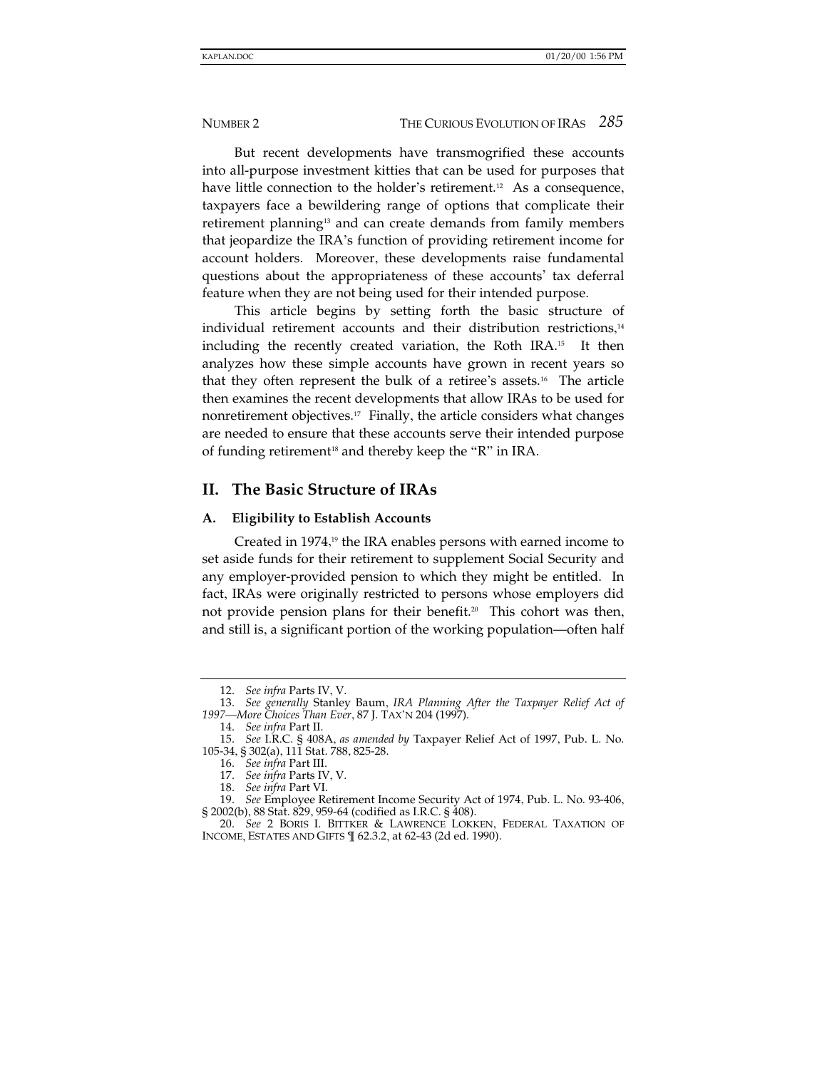But recent developments have transmogrified these accounts into all-purpose investment kitties that can be used for purposes that have little connection to the holder's retirement.[12] As a consequence, taxpayers face a bewildering range of options that complicate their retirement planning[13] and can create demands from family members that jeopardize the IRA's function of providing retirement income for account holders. Moreover, these developments raise fundamental questions about the appropriateness of these accounts' tax deferral feature when they are not being used for their intended purpose.

This article begins by setting forth the basic structure of individual retirement accounts and their distribution restrictions,[14] including the recently created variation, the Roth IRA.[15] It then analyzes how these simple accounts have grown in recent years so that they often represent the bulk of a retiree's assets.[16] The article then examines the recent developments that allow IRAs to be used for nonretirement objectives.[17] Finally, the article considers what changes are needed to ensure that these accounts serve their intended purpose of funding retirement[18] and thereby keep the "R" in IRA.

## II. The Basic Structure of IRAs

### A. Eligibility to Establish Accounts

Created in 1974,[19] the IRA enables persons with earned income to set aside funds for their retirement to supplement Social Security and any employer-provided pension to which they might be entitled. In fact, IRAs were originally restricted to persons whose employers did not provide pension plans for their benefit.[20] This cohort was then, and still is, a significant portion of the working population—often half

---

12. *See infra* Parts IV, V.

13. *See generally* Stanley Baum, *IRA Planning After the Taxpayer Relief Act of 1997—More Choices Than Ever*, 87 J. TAX'N 204 (1997).

14. *See infra* Part II.

15. *See* I.R.C. § 408A, *as amended by* Taxpayer Relief Act of 1997, Pub. L. No. 105-34, § 302(a), 111 Stat. 788, 825-28.

16. *See infra* Part III.

17. *See infra* Parts IV, V.

18. *See infra* Part VI.

19. *See* Employee Retirement Income Security Act of 1974, Pub. L. No. 93-406, § 2002(b), 88 Stat. 829, 959-64 (codified as I.R.C. § 408).

20. *See* 2 BORIS I. BITTKER & LAWRENCE LOKKEN, FEDERAL TAXATION OF INCOME, ESTATES AND GIFTS ¶ 62.3.2, at 62-43 (2d ed. 1990).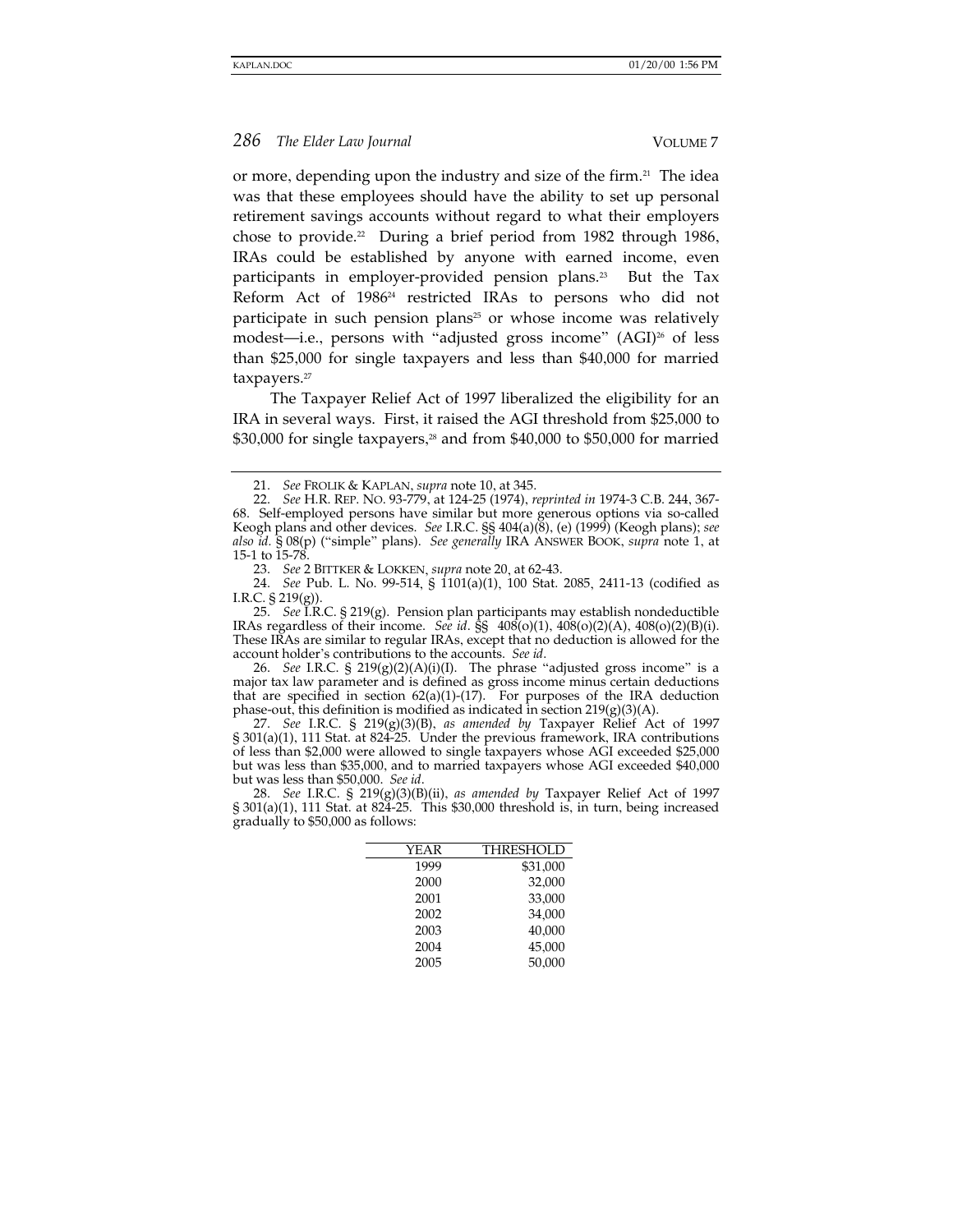or more, depending upon the industry and size of the firm.[21] The idea was that these employees should have the ability to set up personal retirement savings accounts without regard to what their employers chose to provide.[22] During a brief period from 1982 through 1986, IRAs could be established by anyone with earned income, even participants in employer-provided pension plans.[23] But the Tax Reform Act of 1986[24] restricted IRAs to persons who did not participate in such pension plans[25] or whose income was relatively modest—i.e., persons with "adjusted gross income" (AGI)[26] of less than $25,000 for single taxpayers and less than $40,000 for married taxpayers.[27]

The Taxpayer Relief Act of 1997 liberalized the eligibility for an IRA in several ways. First, it raised the AGI threshold from $25,000 to $30,000 for single taxpayers,[28] and from $40,000 to $50,000 for married

---

21. *See* FROLIK & KAPLAN, *supra* note 10, at 345.

22. *See* H.R. REP. NO. 93-779, at 124-25 (1974), *reprinted in* 1974-3 C.B. 244, 367-68. Self-employed persons have similar but more generous options via so-called Keogh plans and other devices. *See* I.R.C. §§ 404(a)(8), (e) (1999) (Keogh plans); *see also id.* § 08(p) ("simple" plans). *See generally* IRA ANSWER BOOK, *supra* note 1, at 15-1 to 15-78.

23. *See* 2 BITTKER & LOKKEN, *supra* note 20, at 62-43.

24. *See* Pub. L. No. 99-514, § 1101(a)(1), 100 Stat. 2085, 2411-13 (codified as I.R.C. § 219(g)).

25. *See* I.R.C. § 219(g). Pension plan participants may establish nondeductible IRAs regardless of their income. *See id.* §§ 408(o)(1), 408(o)(2)(A), 408(o)(2)(B)(i). These IRAs are similar to regular IRAs, except that no deduction is allowed for the account holder's contributions to the accounts. *See id.*

26. *See* I.R.C. § 219(g)(2)(A)(i)(I). The phrase "adjusted gross income" is a major tax law parameter and is defined as gross income minus certain deductions that are specified in section 62(a)(1)-(17). For purposes of the IRA deduction phase-out, this definition is modified as indicated in section 219(g)(3)(A).

27. *See* I.R.C. § 219(g)(3)(B), *as amended by* Taxpayer Relief Act of 1997 § 301(a)(1), 111 Stat. at 824-25. Under the previous framework, IRA contributions of less than $2,000 were allowed to single taxpayers whose AGI exceeded $25,000 but was less than $35,000, and to married taxpayers whose AGI exceeded $40,000 but was less than $50,000. *See id.*

28. *See* I.R.C. § 219(g)(3)(B)(ii), *as amended by* Taxpayer Relief Act of 1997 § 301(a)(1), 111 Stat. at 824-25. This $30,000 threshold is, in turn, being increased gradually to $50,000 as follows:

| YEAR | THRESHOLD |
|---|---|
| 1999 | $31,000 |
| 2000 | 32,000 |
| 2001 | 33,000 |
| 2002 | 34,000 |
| 2003 | 40,000 |
| 2004 | 45,000 |
| 2005 | 50,000 |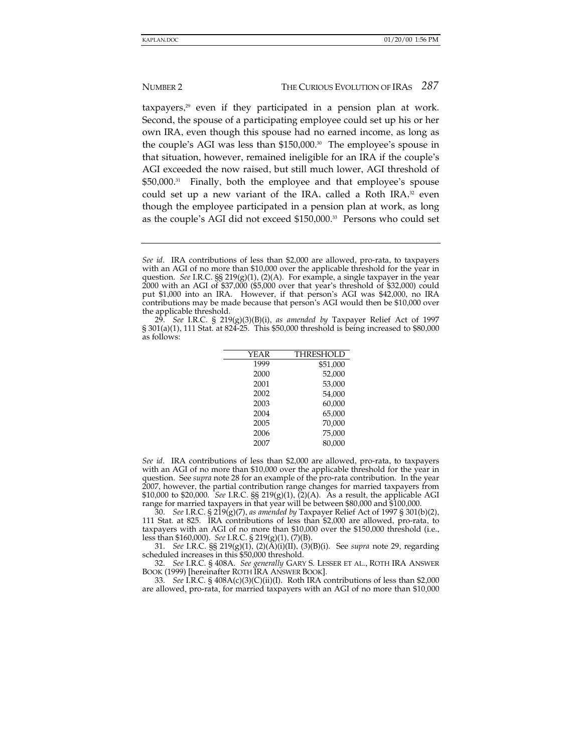taxpayers,[29] even if they participated in a pension plan at work. Second, the spouse of a participating employee could set up his or her own IRA, even though this spouse had no earned income, as long as the couple's AGI was less than $150,000.[30] The employee's spouse in that situation, however, remained ineligible for an IRA if the couple's AGI exceeded the now raised, but still much lower, AGI threshold of $50,000.[31] Finally, both the employee and that employee's spouse could set up a new variant of the IRA, called a Roth IRA,[32] even though the employee participated in a pension plan at work, as long as the couple's AGI did not exceed $150,000.[33] Persons who could set

---

*See id*. IRA contributions of less than $2,000 are allowed, pro-rata, to taxpayers with an AGI of no more than $10,000 over the applicable threshold for the year in question. *See* I.R.C. §§ 219(g)(1), (2)(A). For example, a single taxpayer in the year 2000 with an AGI of $37,000 ($5,000 over that year's threshold of $32,000) could put $1,000 into an IRA. However, if that person's AGI was $42,000, no IRA contributions may be made because that person's AGI would then be $10,000 over the applicable threshold.

29. *See* I.R.C. § 219(g)(3)(B)(i), *as amended by* Taxpayer Relief Act of 1997 § 301(a)(1), 111 Stat. at 824-25. This $50,000 threshold is being increased to $80,000 as follows:

| YEAR | THRESHOLD |
|---|---|
| 1999 | $51,000 |
| 2000 | 52,000 |
| 2001 | 53,000 |
| 2002 | 54,000 |
| 2003 | 60,000 |
| 2004 | 65,000 |
| 2005 | 70,000 |
| 2006 | 75,000 |
| 2007 | 80,000 |

*See id*. IRA contributions of less than $2,000 are allowed, pro-rata, to taxpayers with an AGI of no more than $10,000 over the applicable threshold for the year in question. See *supra* note 28 for an example of the pro-rata contribution. In the year 2007, however, the partial contribution range changes for married taxpayers from $10,000 to $20,000. *See* I.R.C. §§ 219(g)(1), (2)(A). As a result, the applicable AGI range for married taxpayers in that year will be between $80,000 and $100,000.

30. *See* I.R.C. § 219(g)(7), *as amended by* Taxpayer Relief Act of 1997 § 301(b)(2), 111 Stat. at 825. IRA contributions of less than $2,000 are allowed, pro-rata, to taxpayers with an AGI of no more than $10,000 over the $150,000 threshold (i.e., less than $160,000). *See* I.R.C. § 219(g)(1), (7)(B).

31. *See* I.R.C. §§ 219(g)(1), (2)(A)(i)(II), (3)(B)(i). See *supra* note 29, regarding scheduled increases in this $50,000 threshold.

32. *See* I.R.C. § 408A. *See generally* GARY S. LESSER ET AL., ROTH IRA ANSWER BOOK (1999) [hereinafter ROTH IRA ANSWER BOOK].

33. *See* I.R.C. § 408A(c)(3)(C)(ii)(I). Roth IRA contributions of less than $2,000 are allowed, pro-rata, for married taxpayers with an AGI of no more than $10,000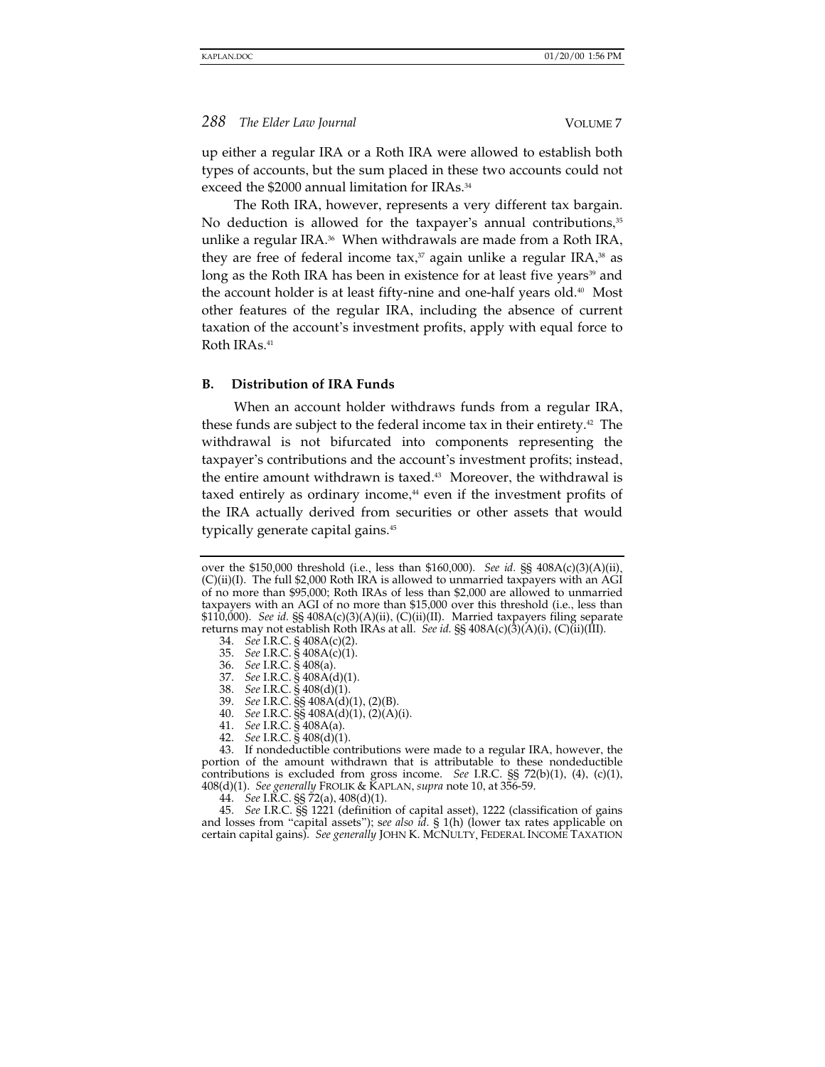up either a regular IRA or a Roth IRA were allowed to establish both types of accounts, but the sum placed in these two accounts could not exceed the $2000 annual limitation for IRAs.[34]

The Roth IRA, however, represents a very different tax bargain. No deduction is allowed for the taxpayer's annual contributions,[35] unlike a regular IRA.[36] When withdrawals are made from a Roth IRA, they are free of federal income tax,[37] again unlike a regular IRA,[38] as long as the Roth IRA has been in existence for at least five years[39] and the account holder is at least fifty-nine and one-half years old.[40] Most other features of the regular IRA, including the absence of current taxation of the account's investment profits, apply with equal force to Roth IRAs.[41]

### B. Distribution of IRA Funds

When an account holder withdraws funds from a regular IRA, these funds are subject to the federal income tax in their entirety.[42] The withdrawal is not bifurcated into components representing the taxpayer's contributions and the account's investment profits; instead, the entire amount withdrawn is taxed.[43] Moreover, the withdrawal is taxed entirely as ordinary income,[44] even if the investment profits of the IRA actually derived from securities or other assets that would typically generate capital gains.[45]

---

over the $150,000 threshold (i.e., less than $160,000). *See id.* §§ 408A(c)(3)(A)(ii), (C)(ii)(I). The full $2,000 Roth IRA is allowed to unmarried taxpayers with an AGI of no more than $95,000; Roth IRAs of less than $2,000 are allowed to unmarried taxpayers with an AGI of no more than $15,000 over this threshold (i.e., less than $110,000). *See id.* §§ 408A(c)(3)(A)(ii), (C)(ii)(II). Married taxpayers filing separate returns may not establish Roth IRAs at all. *See id.* §§ 408A(c)(3)(A)(i), (C)(ii)(III).

34. *See* I.R.C. § 408A(c)(2).
35. *See* I.R.C. § 408A(c)(1).
36. *See* I.R.C. § 408(a).
37. *See* I.R.C. § 408A(d)(1).
38. *See* I.R.C. § 408(d)(1).
39. *See* I.R.C. §§ 408A(d)(1), (2)(B).
40. *See* I.R.C. §§ 408A(d)(1), (2)(A)(i).
41. *See* I.R.C. § 408A(a).
42. *See* I.R.C. § 408(d)(1).
43. If nondeductible contributions were made to a regular IRA, however, the portion of the amount withdrawn that is attributable to these nondeductible contributions is excluded from gross income. *See* I.R.C. §§ 72(b)(1), (4), (c)(1), 408(d)(1). *See generally* FROLIK & KAPLAN, *supra* note 10, at 356-59.
44. *See* I.R.C. §§ 72(a), 408(d)(1).
45. *See* I.R.C. §§ 1221 (definition of capital asset), 1222 (classification of gains and losses from "capital assets"); *see also id.* § 1(h) (lower tax rates applicable on certain capital gains). *See generally* JOHN K. MCNULTY, FEDERAL INCOME TAXATION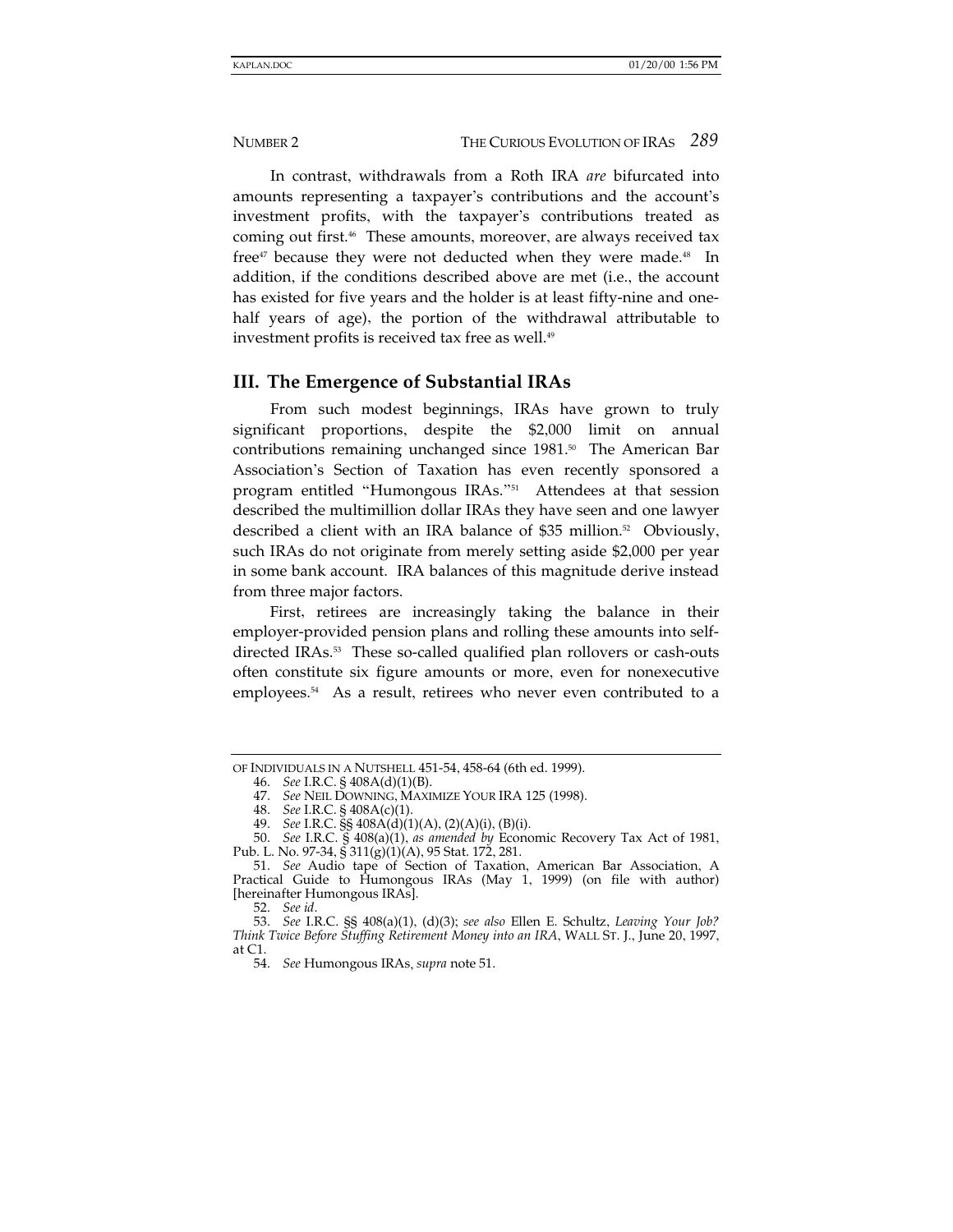In contrast, withdrawals from a Roth IRA *are* bifurcated into amounts representing a taxpayer's contributions and the account's investment profits, with the taxpayer's contributions treated as coming out first.[46] These amounts, moreover, are always received tax free[47] because they were not deducted when they were made.[48] In addition, if the conditions described above are met (i.e., the account has existed for five years and the holder is at least fifty-nine and one-half years of age), the portion of the withdrawal attributable to investment profits is received tax free as well.[49]

## III. The Emergence of Substantial IRAs

From such modest beginnings, IRAs have grown to truly significant proportions, despite the $2,000 limit on annual contributions remaining unchanged since 1981.[50] The American Bar Association's Section of Taxation has even recently sponsored a program entitled "Humongous IRAs."[51] Attendees at that session described the multimillion dollar IRAs they have seen and one lawyer described a client with an IRA balance of $35 million.[52] Obviously, such IRAs do not originate from merely setting aside $2,000 per year in some bank account. IRA balances of this magnitude derive instead from three major factors.

First, retirees are increasingly taking the balance in their employer-provided pension plans and rolling these amounts into self-directed IRAs.[53] These so-called qualified plan rollovers or cash-outs often constitute six figure amounts or more, even for nonexecutive employees.[54] As a result, retirees who never even contributed to a

---

OF INDIVIDUALS IN A NUTSHELL 451-54, 458-64 (6th ed. 1999).

46. *See* I.R.C. § 408A(d)(1)(B).

47. *See* NEIL DOWNING, MAXIMIZE YOUR IRA 125 (1998).

48. *See* I.R.C. § 408A(c)(1).

49. *See* I.R.C. §§ 408A(d)(1)(A), (2)(A)(i), (B)(i).

50. *See* I.R.C. § 408(a)(1), *as amended by* Economic Recovery Tax Act of 1981, Pub. L. No. 97-34, § 311(g)(1)(A), 95 Stat. 172, 281.

51. *See* Audio tape of Section of Taxation, American Bar Association, A Practical Guide to Humongous IRAs (May 1, 1999) (on file with author) [hereinafter Humongous IRAs].

52. *See id*.

53. *See* I.R.C. §§ 408(a)(1), (d)(3); *see also* Ellen E. Schultz, *Leaving Your Job? Think Twice Before Stuffing Retirement Money into an IRA*, WALL ST. J., June 20, 1997, at C1.

54. *See* Humongous IRAs, *supra* note 51.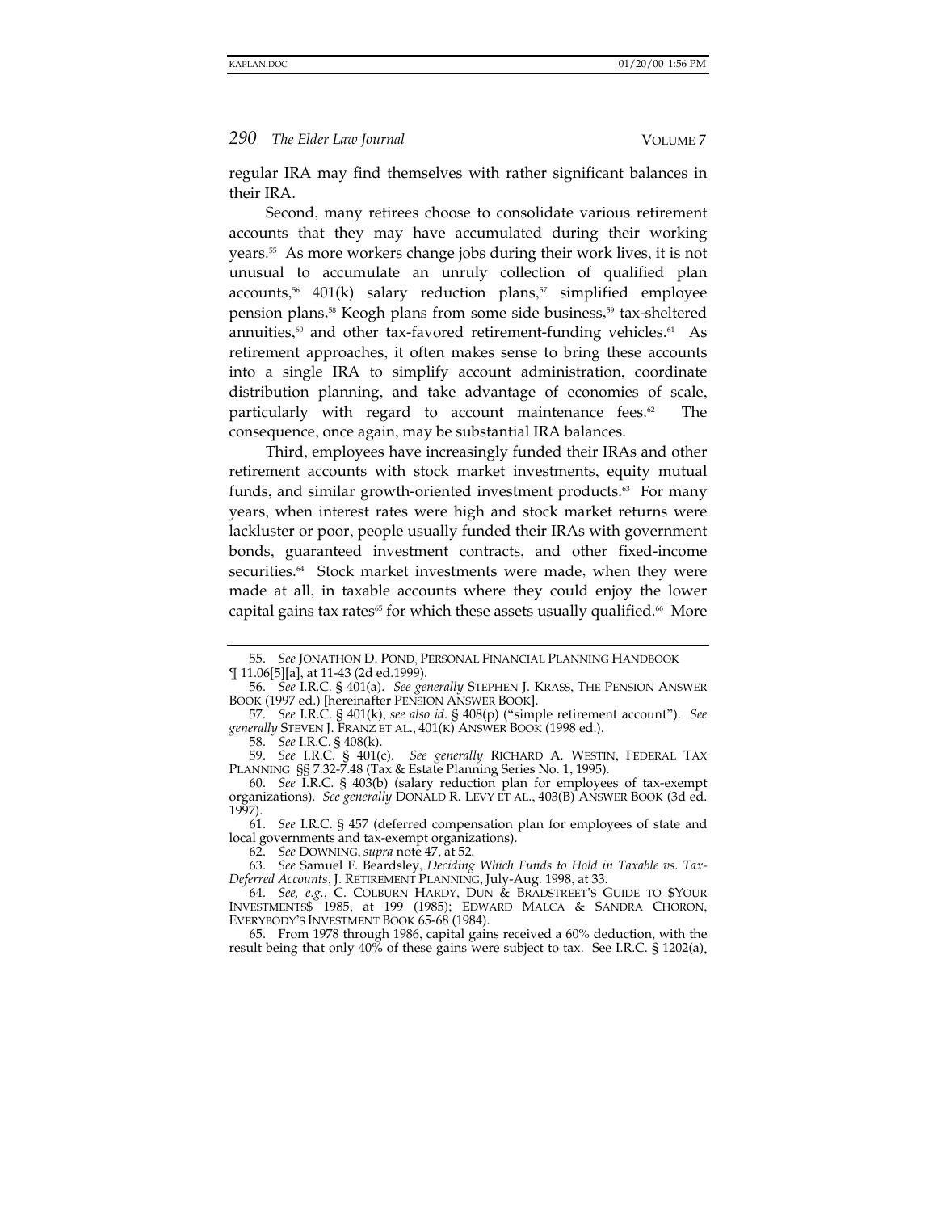regular IRA may find themselves with rather significant balances in their IRA.

Second, many retirees choose to consolidate various retirement accounts that they may have accumulated during their working years.[55] As more workers change jobs during their work lives, it is not unusual to accumulate an unruly collection of qualified plan accounts,[56] 401(k) salary reduction plans,[57] simplified employee pension plans,[58] Keogh plans from some side business,[59] tax-sheltered annuities,[60] and other tax-favored retirement-funding vehicles.[61] As retirement approaches, it often makes sense to bring these accounts into a single IRA to simplify account administration, coordinate distribution planning, and take advantage of economies of scale, particularly with regard to account maintenance fees.[62] The consequence, once again, may be substantial IRA balances.

Third, employees have increasingly funded their IRAs and other retirement accounts with stock market investments, equity mutual funds, and similar growth-oriented investment products.[63] For many years, when interest rates were high and stock market returns were lackluster or poor, people usually funded their IRAs with government bonds, guaranteed investment contracts, and other fixed-income securities.[64] Stock market investments were made, when they were made at all, in taxable accounts where they could enjoy the lower capital gains tax rates[65] for which these assets usually qualified.[66] More

---

55. *See* JONATHON D. POND, PERSONAL FINANCIAL PLANNING HANDBOOK ¶ 11.06[5][a], at 11-43 (2d ed.1999).

56. *See* I.R.C. § 401(a). *See generally* STEPHEN J. KRASS, THE PENSION ANSWER BOOK (1997 ed.) [hereinafter PENSION ANSWER BOOK].

57. *See* I.R.C. § 401(k); *see also id.* § 408(p) ("simple retirement account"). *See generally* STEVEN J. FRANZ ET AL., 401(K) ANSWER BOOK (1998 ed.).

58. *See* I.R.C. § 408(k).

59. *See* I.R.C. § 401(c). *See generally* RICHARD A. WESTIN, FEDERAL TAX PLANNING §§ 7.32-7.48 (Tax & Estate Planning Series No. 1, 1995).

60. *See* I.R.C. § 403(b) (salary reduction plan for employees of tax-exempt organizations). *See generally* DONALD R. LEVY ET AL., 403(B) ANSWER BOOK (3d ed. 1997).

61. *See* I.R.C. § 457 (deferred compensation plan for employees of state and local governments and tax-exempt organizations).

62. *See* DOWNING, *supra* note 47, at 52.

63. *See* Samuel F. Beardsley, *Deciding Which Funds to Hold in Taxable vs. Tax-Deferred Accounts*, J. RETIREMENT PLANNING, July-Aug. 1998, at 33.

64. *See, e.g.*, C. COLBURN HARDY, DUN & BRADSTREET'S GUIDE TO $YOUR INVESTMENTS$ 1985, at 199 (1985); EDWARD MALCA & SANDRA CHORON, EVERYBODY'S INVESTMENT BOOK 65-68 (1984).

65. From 1978 through 1986, capital gains received a 60% deduction, with the result being that only 40% of these gains were subject to tax. See I.R.C. § 1202(a),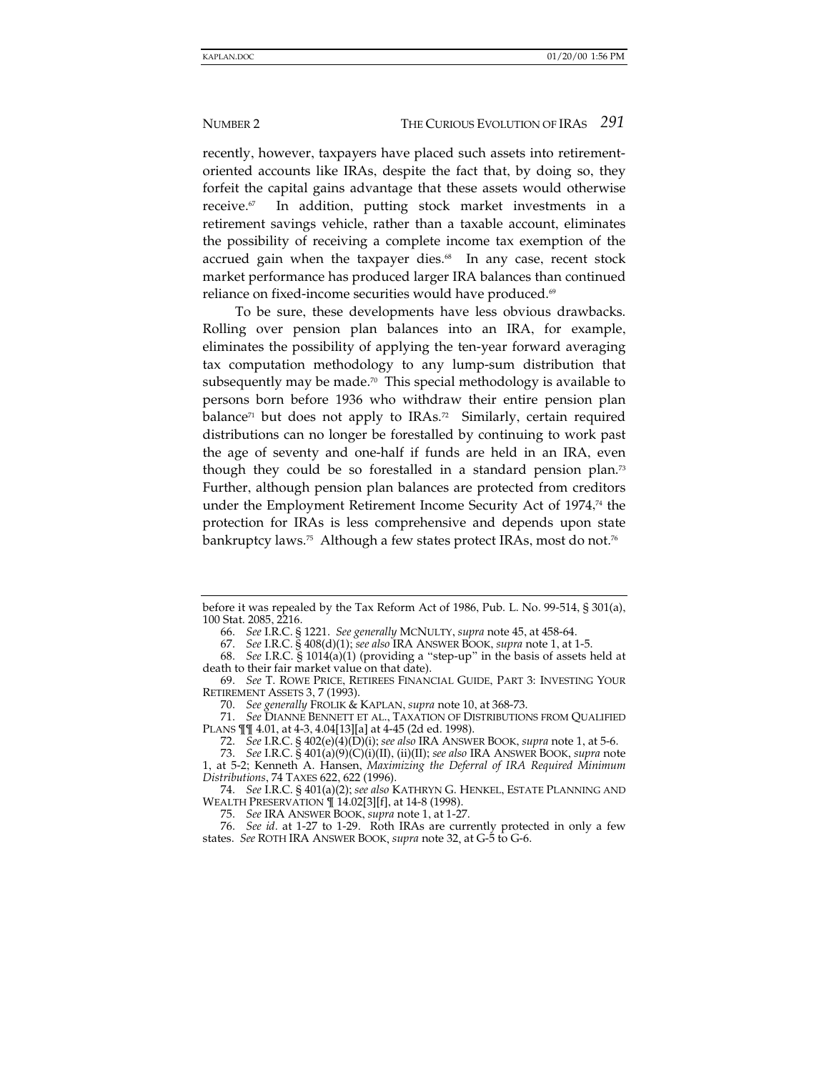recently, however, taxpayers have placed such assets into retirement-oriented accounts like IRAs, despite the fact that, by doing so, they forfeit the capital gains advantage that these assets would otherwise receive.[67] In addition, putting stock market investments in a retirement savings vehicle, rather than a taxable account, eliminates the possibility of receiving a complete income tax exemption of the accrued gain when the taxpayer dies.[68] In any case, recent stock market performance has produced larger IRA balances than continued reliance on fixed-income securities would have produced.[69]

To be sure, these developments have less obvious drawbacks. Rolling over pension plan balances into an IRA, for example, eliminates the possibility of applying the ten-year forward averaging tax computation methodology to any lump-sum distribution that subsequently may be made.[70] This special methodology is available to persons born before 1936 who withdraw their entire pension plan balance[71] but does not apply to IRAs.[72] Similarly, certain required distributions can no longer be forestalled by continuing to work past the age of seventy and one-half if funds are held in an IRA, even though they could be so forestalled in a standard pension plan.[73] Further, although pension plan balances are protected from creditors under the Employment Retirement Income Security Act of 1974,[74] the protection for IRAs is less comprehensive and depends upon state bankruptcy laws.[75] Although a few states protect IRAs, most do not.[76]

---

before it was repealed by the Tax Reform Act of 1986, Pub. L. No. 99-514, § 301(a), 100 Stat. 2085, 2216.

66. *See* I.R.C. § 1221. *See generally* McNULTY, *supra* note 45, at 458-64.

67. *See* I.R.C. § 408(d)(1); *see also* IRA ANSWER BOOK, *supra* note 1, at 1-5.

68. *See* I.R.C. § 1014(a)(1) (providing a "step-up" in the basis of assets held at death to their fair market value on that date).

69. *See* T. ROWE PRICE, RETIREES FINANCIAL GUIDE, PART 3: INVESTING YOUR RETIREMENT ASSETS 3, 7 (1993).

70. *See generally* FROLIK & KAPLAN, *supra* note 10, at 368-73.

71. *See* DIANNE BENNETT ET AL., TAXATION OF DISTRIBUTIONS FROM QUALIFIED PLANS ¶¶ 4.01, at 4-3, 4.04[13][a] at 4-45 (2d ed. 1998).

72. *See* I.R.C. § 402(e)(4)(D)(i); *see also* IRA ANSWER BOOK, *supra* note 1, at 5-6.

73. *See* I.R.C. § 401(a)(9)(C)(i)(II), (ii)(II); *see also* IRA ANSWER BOOK, *supra* note 1, at 5-2; Kenneth A. Hansen, *Maximizing the Deferral of IRA Required Minimum Distributions*, 74 TAXES 622, 622 (1996).

74. *See* I.R.C. § 401(a)(2); *see also* KATHRYN G. HENKEL, ESTATE PLANNING AND WEALTH PRESERVATION ¶ 14.02[3][f], at 14-8 (1998).

75. *See* IRA ANSWER BOOK, *supra* note 1, at 1-27.

76. *See id*. at 1-27 to 1-29. Roth IRAs are currently protected in only a few states. *See* ROTH IRA ANSWER BOOK, *supra* note 32, at G-5 to G-6.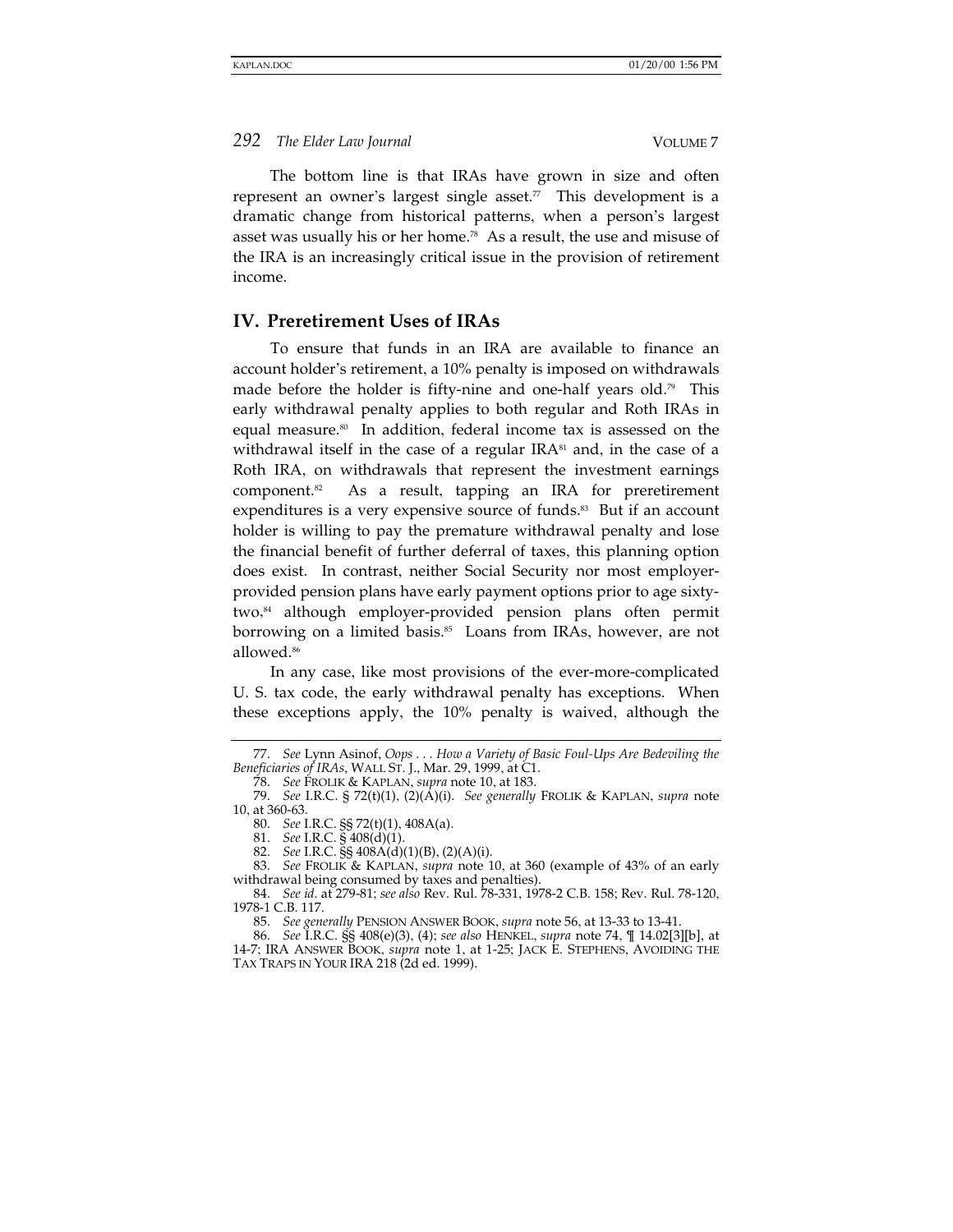The bottom line is that IRAs have grown in size and often represent an owner's largest single asset.[77] This development is a dramatic change from historical patterns, when a person's largest asset was usually his or her home.[78] As a result, the use and misuse of the IRA is an increasingly critical issue in the provision of retirement income.

## IV. Preretirement Uses of IRAs

To ensure that funds in an IRA are available to finance an account holder's retirement, a 10% penalty is imposed on withdrawals made before the holder is fifty-nine and one-half years old.[79] This early withdrawal penalty applies to both regular and Roth IRAs in equal measure.[80] In addition, federal income tax is assessed on the withdrawal itself in the case of a regular IRA[81] and, in the case of a Roth IRA, on withdrawals that represent the investment earnings component.[82] As a result, tapping an IRA for preretirement expenditures is a very expensive source of funds.[83] But if an account holder is willing to pay the premature withdrawal penalty and lose the financial benefit of further deferral of taxes, this planning option does exist. In contrast, neither Social Security nor most employer-provided pension plans have early payment options prior to age sixty-two,[84] although employer-provided pension plans often permit borrowing on a limited basis.[85] Loans from IRAs, however, are not allowed.[86]

In any case, like most provisions of the ever-more-complicated U. S. tax code, the early withdrawal penalty has exceptions. When these exceptions apply, the 10% penalty is waived, although the

---

77. *See* Lynn Asinof, *Oops . . . How a Variety of Basic Foul-Ups Are Bedeviling the Beneficiaries of IRAs*, WALL ST. J., Mar. 29, 1999, at C1.

78. *See* FROLIK & KAPLAN, *supra* note 10, at 183.

79. *See* I.R.C. § 72(t)(1), (2)(A)(i). *See generally* FROLIK & KAPLAN, *supra* note 10, at 360-63.

80. *See* I.R.C. §§ 72(t)(1), 408A(a).

81. *See* I.R.C. § 408(d)(1).

82. *See* I.R.C. §§ 408A(d)(1)(B), (2)(A)(i).

83. *See* FROLIK & KAPLAN, *supra* note 10, at 360 (example of 43% of an early withdrawal being consumed by taxes and penalties).

84. *See id.* at 279-81; *see also* Rev. Rul. 78-331, 1978-2 C.B. 158; Rev. Rul. 78-120, 1978-1 C.B. 117.

85. *See generally* PENSION ANSWER BOOK, *supra* note 56, at 13-33 to 13-41.

86. *See* I.R.C. §§ 408(e)(3), (4); *see also* HENKEL, *supra* note 74, ¶ 14.02[3][b], at 14-7; IRA ANSWER BOOK, *supra* note 1, at 1-25; JACK E. STEPHENS, AVOIDING THE TAX TRAPS IN YOUR IRA 218 (2d ed. 1999).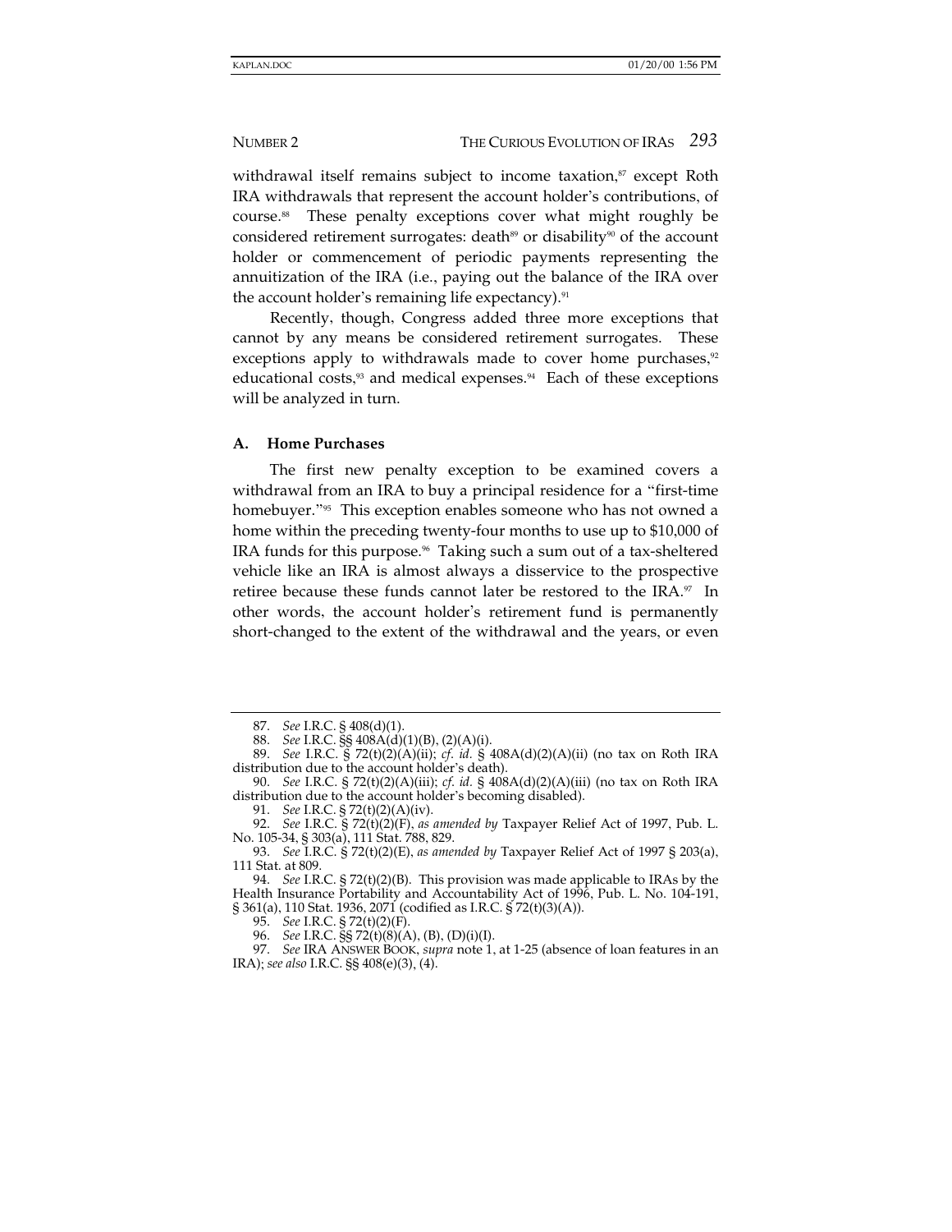withdrawal itself remains subject to income taxation,[87] except Roth IRA withdrawals that represent the account holder's contributions, of course.[88] These penalty exceptions cover what might roughly be considered retirement surrogates: death[89] or disability[90] of the account holder or commencement of periodic payments representing the annuitization of the IRA (i.e., paying out the balance of the IRA over the account holder's remaining life expectancy).[91]

Recently, though, Congress added three more exceptions that cannot by any means be considered retirement surrogates. These exceptions apply to withdrawals made to cover home purchases,[92] educational costs,[93] and medical expenses.[94] Each of these exceptions will be analyzed in turn.

### A. Home Purchases

The first new penalty exception to be examined covers a withdrawal from an IRA to buy a principal residence for a "first-time homebuyer."[95] This exception enables someone who has not owned a home within the preceding twenty-four months to use up to $10,000 of IRA funds for this purpose.[96] Taking such a sum out of a tax-sheltered vehicle like an IRA is almost always a disservice to the prospective retiree because these funds cannot later be restored to the IRA.[97] In other words, the account holder's retirement fund is permanently short-changed to the extent of the withdrawal and the years, or even

---

87. *See* I.R.C. § 408(d)(1).

88. *See* I.R.C. §§ 408A(d)(1)(B), (2)(A)(i).

89. *See* I.R.C. § 72(t)(2)(A)(ii); *cf. id.* § 408A(d)(2)(A)(ii) (no tax on Roth IRA distribution due to the account holder's death).

90. *See* I.R.C. § 72(t)(2)(A)(iii); *cf. id.* § 408A(d)(2)(A)(iii) (no tax on Roth IRA distribution due to the account holder's becoming disabled).

91. *See* I.R.C. § 72(t)(2)(A)(iv).

92. *See* I.R.C. § 72(t)(2)(F), *as amended by* Taxpayer Relief Act of 1997, Pub. L. No. 105-34, § 303(a), 111 Stat. 788, 829.

93. *See* I.R.C. § 72(t)(2)(E), *as amended by* Taxpayer Relief Act of 1997 § 203(a), 111 Stat. at 809.

94. *See* I.R.C. § 72(t)(2)(B). This provision was made applicable to IRAs by the Health Insurance Portability and Accountability Act of 1996, Pub. L. No. 104-191, § 361(a), 110 Stat. 1936, 2071 (codified as I.R.C. § 72(t)(3)(A)).

95. *See* I.R.C. § 72(t)(2)(F).

96. *See* I.R.C. §§ 72(t)(8)(A), (B), (D)(i)(I).

97. *See* IRA ANSWER BOOK, *supra* note 1, at 1-25 (absence of loan features in an IRA); *see also* I.R.C. §§ 408(e)(3), (4).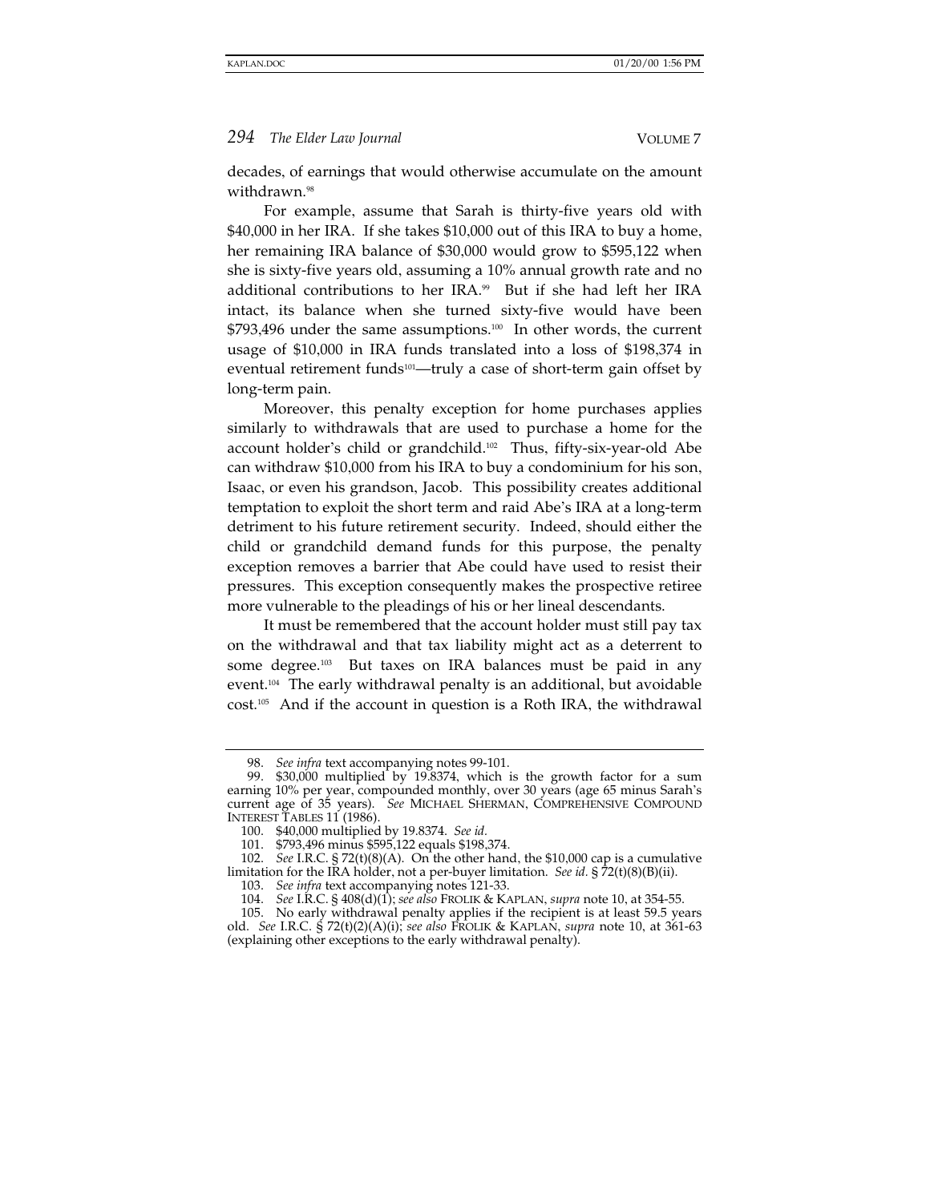decades, of earnings that would otherwise accumulate on the amount withdrawn.[98]

For example, assume that Sarah is thirty-five years old with $40,000 in her IRA. If she takes $10,000 out of this IRA to buy a home, her remaining IRA balance of $30,000 would grow to $595,122 when she is sixty-five years old, assuming a 10% annual growth rate and no additional contributions to her IRA.[99] But if she had left her IRA intact, its balance when she turned sixty-five would have been $793,496 under the same assumptions.[100] In other words, the current usage of $10,000 in IRA funds translated into a loss of $198,374 in eventual retirement funds[101]—truly a case of short-term gain offset by long-term pain.

Moreover, this penalty exception for home purchases applies similarly to withdrawals that are used to purchase a home for the account holder's child or grandchild.[102] Thus, fifty-six-year-old Abe can withdraw $10,000 from his IRA to buy a condominium for his son, Isaac, or even his grandson, Jacob. This possibility creates additional temptation to exploit the short term and raid Abe's IRA at a long-term detriment to his future retirement security. Indeed, should either the child or grandchild demand funds for this purpose, the penalty exception removes a barrier that Abe could have used to resist their pressures. This exception consequently makes the prospective retiree more vulnerable to the pleadings of his or her lineal descendants.

It must be remembered that the account holder must still pay tax on the withdrawal and that tax liability might act as a deterrent to some degree.[103] But taxes on IRA balances must be paid in any event.[104] The early withdrawal penalty is an additional, but avoidable cost.[105] And if the account in question is a Roth IRA, the withdrawal

---

98. *See infra* text accompanying notes 99-101.

99. $30,000 multiplied by 19.8374, which is the growth factor for a sum earning 10% per year, compounded monthly, over 30 years (age 65 minus Sarah's current age of 35 years). *See* MICHAEL SHERMAN, COMPREHENSIVE COMPOUND INTEREST TABLES 11 (1986).

100. $40,000 multiplied by 19.8374. *See id.*

101. $793,496 minus $595,122 equals $198,374.

102. *See* I.R.C. § 72(t)(8)(A). On the other hand, the $10,000 cap is a cumulative limitation for the IRA holder, not a per-buyer limitation. *See id.* § 72(t)(8)(B)(ii).

103. *See infra* text accompanying notes 121-33.

104. *See* I.R.C. § 408(d)(1); *see also* FROLIK & KAPLAN, *supra* note 10, at 354-55.

105. No early withdrawal penalty applies if the recipient is at least 59.5 years old. *See* I.R.C. § 72(t)(2)(A)(i); *see also* FROLIK & KAPLAN, *supra* note 10, at 361-63 (explaining other exceptions to the early withdrawal penalty).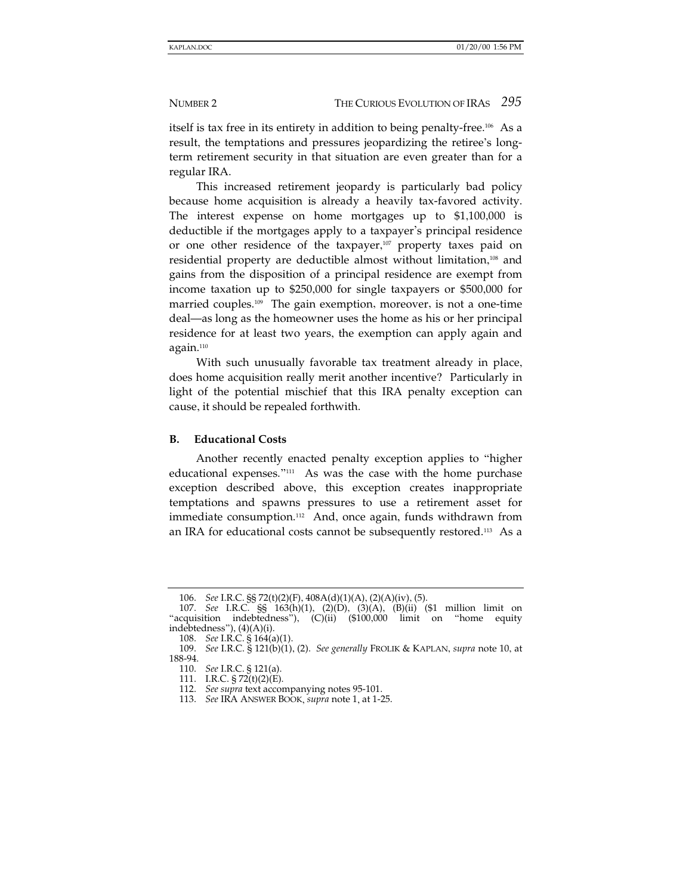itself is tax free in its entirety in addition to being penalty-free.[106] As a result, the temptations and pressures jeopardizing the retiree's long-term retirement security in that situation are even greater than for a regular IRA.

This increased retirement jeopardy is particularly bad policy because home acquisition is already a heavily tax-favored activity. The interest expense on home mortgages up to $1,100,000 is deductible if the mortgages apply to a taxpayer's principal residence or one other residence of the taxpayer,[107] property taxes paid on residential property are deductible almost without limitation,[108] and gains from the disposition of a principal residence are exempt from income taxation up to $250,000 for single taxpayers or $500,000 for married couples.[109] The gain exemption, moreover, is not a one-time deal—as long as the homeowner uses the home as his or her principal residence for at least two years, the exemption can apply again and again.[110]

With such unusually favorable tax treatment already in place, does home acquisition really merit another incentive? Particularly in light of the potential mischief that this IRA penalty exception can cause, it should be repealed forthwith.

### B. Educational Costs

Another recently enacted penalty exception applies to "higher educational expenses."[111] As was the case with the home purchase exception described above, this exception creates inappropriate temptations and spawns pressures to use a retirement asset for immediate consumption.[112] And, once again, funds withdrawn from an IRA for educational costs cannot be subsequently restored.[113] As a

---

106. *See* I.R.C. §§ 72(t)(2)(F), 408A(d)(1)(A), (2)(A)(iv), (5).

107. *See* I.R.C. §§ 163(h)(1), (2)(D), (3)(A), (B)(ii) ($1 million limit on "acquisition indebtedness"), (C)(ii) ($100,000 limit on "home equity indebtedness"), (4)(A)(i).

108. *See* I.R.C. § 164(a)(1).

109. *See* I.R.C. § 121(b)(1), (2). *See generally* FROLIK & KAPLAN, *supra* note 10, at 188-94.

110. *See* I.R.C. § 121(a).

111. I.R.C. § 72(t)(2)(E).

112. *See supra* text accompanying notes 95-101.

113. *See* IRA ANSWER BOOK, *supra* note 1, at 1-25.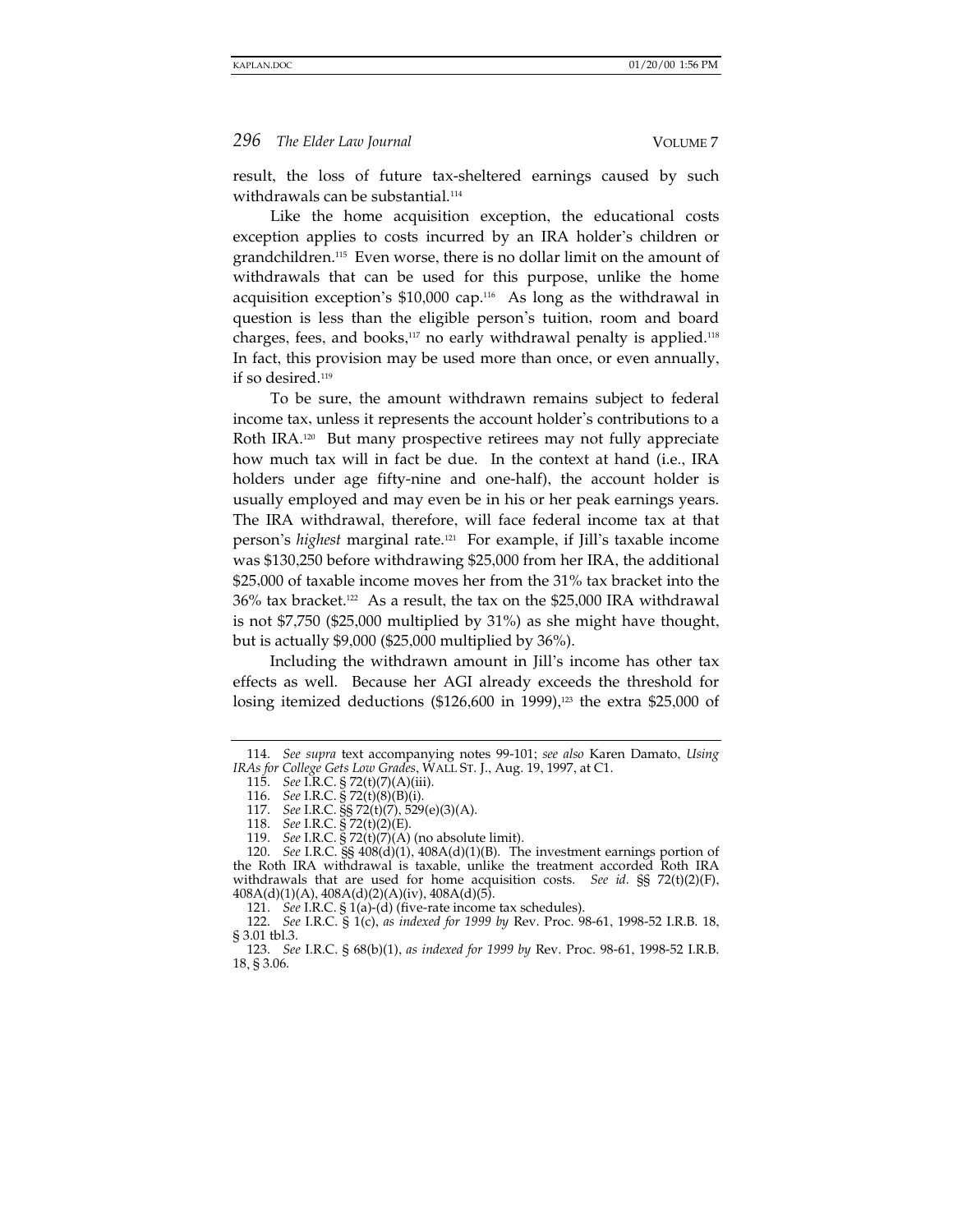result, the loss of future tax-sheltered earnings caused by such withdrawals can be substantial.[114]

Like the home acquisition exception, the educational costs exception applies to costs incurred by an IRA holder's children or grandchildren.[115] Even worse, there is no dollar limit on the amount of withdrawals that can be used for this purpose, unlike the home acquisition exception's $10,000 cap.[116] As long as the withdrawal in question is less than the eligible person's tuition, room and board charges, fees, and books,[117] no early withdrawal penalty is applied.[118] In fact, this provision may be used more than once, or even annually, if so desired.[119]

To be sure, the amount withdrawn remains subject to federal income tax, unless it represents the account holder's contributions to a Roth IRA.[120] But many prospective retirees may not fully appreciate how much tax will in fact be due. In the context at hand (i.e., IRA holders under age fifty-nine and one-half), the account holder is usually employed and may even be in his or her peak earnings years. The IRA withdrawal, therefore, will face federal income tax at that person's *highest* marginal rate.[121] For example, if Jill's taxable income was $130,250 before withdrawing $25,000 from her IRA, the additional $25,000 of taxable income moves her from the 31% tax bracket into the 36% tax bracket.[122] As a result, the tax on the $25,000 IRA withdrawal is not $7,750 ($25,000 multiplied by 31%) as she might have thought, but is actually $9,000 ($25,000 multiplied by 36%).

Including the withdrawn amount in Jill's income has other tax effects as well. Because her AGI already exceeds the threshold for losing itemized deductions ($126,600 in 1999),[123] the extra $25,000 of

---

114. *See supra* text accompanying notes 99-101; *see also* Karen Damato, *Using IRAs for College Gets Low Grades*, WALL ST. J., Aug. 19, 1997, at C1.

115. *See* I.R.C. § 72(t)(7)(A)(iii).

116. *See* I.R.C. § 72(t)(8)(B)(i).

117. *See* I.R.C. §§ 72(t)(7), 529(e)(3)(A).

118. *See* I.R.C. § 72(t)(2)(E).

119. *See* I.R.C. § 72(t)(7)(A) (no absolute limit).

120. *See* I.R.C. §§ 408(d)(1), 408A(d)(1)(B). The investment earnings portion of the Roth IRA withdrawal is taxable, unlike the treatment accorded Roth IRA withdrawals that are used for home acquisition costs. *See id.* §§ 72(t)(2)(F), 408A(d)(1)(A), 408A(d)(2)(A)(iv), 408A(d)(5).

121. *See* I.R.C. § 1(a)-(d) (five-rate income tax schedules).

122. *See* I.R.C. § 1(c), *as indexed for 1999 by* Rev. Proc. 98-61, 1998-52 I.R.B. 18, § 3.01 tbl.3.

123. *See* I.R.C. § 68(b)(1), *as indexed for 1999 by* Rev. Proc. 98-61, 1998-52 I.R.B. 18, § 3.06.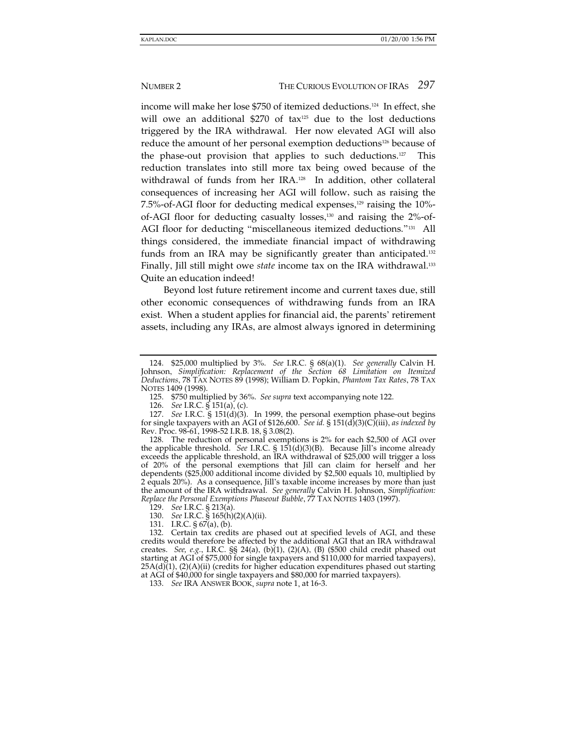income will make her lose $750 of itemized deductions.[124] In effect, she will owe an additional $270 of tax[125] due to the lost deductions triggered by the IRA withdrawal. Her now elevated AGI will also reduce the amount of her personal exemption deductions[126] because of the phase-out provision that applies to such deductions.[127] This reduction translates into still more tax being owed because of the withdrawal of funds from her IRA.[128] In addition, other collateral consequences of increasing her AGI will follow, such as raising the 7.5%-of-AGI floor for deducting medical expenses,[129] raising the 10%-of-AGI floor for deducting casualty losses,[130] and raising the 2%-of-AGI floor for deducting "miscellaneous itemized deductions."[131] All things considered, the immediate financial impact of withdrawing funds from an IRA may be significantly greater than anticipated.[132] Finally, Jill still might owe *state* income tax on the IRA withdrawal.[133] Quite an education indeed!

Beyond lost future retirement income and current taxes due, still other economic consequences of withdrawing funds from an IRA exist. When a student applies for financial aid, the parents' retirement assets, including any IRAs, are almost always ignored in determining

---

124. $25,000 multiplied by 3%. *See* I.R.C. § 68(a)(1). *See generally* Calvin H. Johnson, *Simplification: Replacement of the Section 68 Limitation on Itemized Deductions*, 78 TAX NOTES 89 (1998); William D. Popkin, *Phantom Tax Rates*, 78 TAX NOTES 1409 (1998).

125. $750 multiplied by 36%. *See supra* text accompanying note 122.

126. *See* I.R.C. § 151(a), (c).

127. *See* I.R.C. § 151(d)(3). In 1999, the personal exemption phase-out begins for single taxpayers with an AGI of $126,600. *See id.* § 151(d)(3)(C)(iii), *as indexed by* Rev. Proc. 98-61, 1998-52 I.R.B. 18, § 3.08(2).

128. The reduction of personal exemptions is 2% for each $2,500 of AGI over the applicable threshold. *See* I.R.C. § 151(d)(3)(B). Because Jill's income already exceeds the applicable threshold, an IRA withdrawal of $25,000 will trigger a loss of 20% of the personal exemptions that Jill can claim for herself and her dependents ($25,000 additional income divided by $2,500 equals 10, multiplied by 2 equals 20%). As a consequence, Jill's taxable income increases by more than just the amount of the IRA withdrawal. *See generally* Calvin H. Johnson, *Simplification: Replace the Personal Exemptions Phaseout Bubble*, 77 TAX NOTES 1403 (1997).

129. *See* I.R.C. § 213(a).

130. *See* I.R.C. § 165(h)(2)(A)(ii).

131. I.R.C. § 67(a), (b).

132. Certain tax credits are phased out at specified levels of AGI, and these credits would therefore be affected by the additional AGI that an IRA withdrawal creates. *See, e.g.*, I.R.C. §§ 24(a), (b)(1), (2)(A), (B) ($500 child credit phased out starting at AGI of $75,000 for single taxpayers and $110,000 for married taxpayers), 25A(d)(1), (2)(A)(ii) (credits for higher education expenditures phased out starting at AGI of $40,000 for single taxpayers and $80,000 for married taxpayers).

133. *See* IRA ANSWER BOOK, *supra* note 1, at 16-3.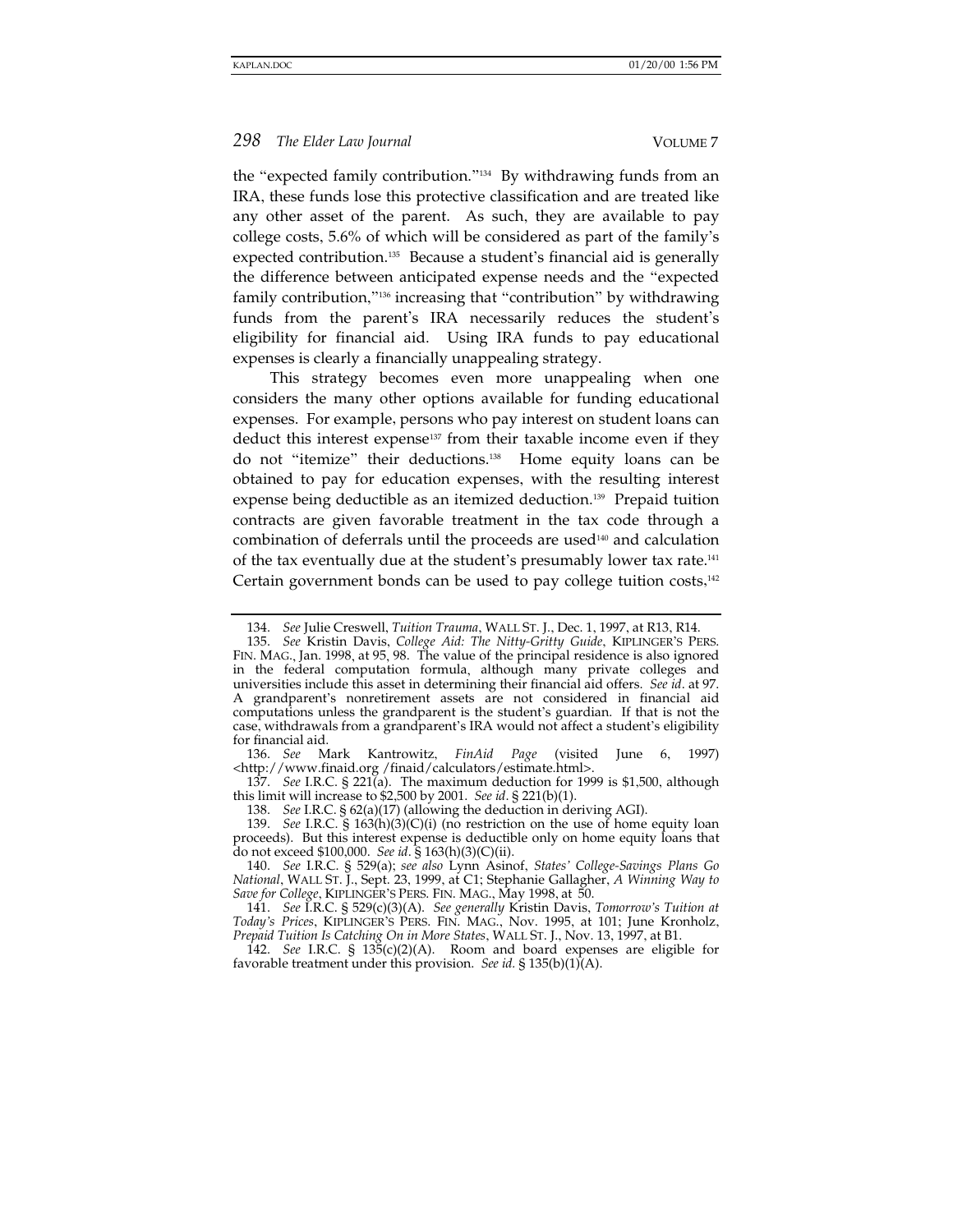the "expected family contribution."[134] By withdrawing funds from an IRA, these funds lose this protective classification and are treated like any other asset of the parent. As such, they are available to pay college costs, 5.6% of which will be considered as part of the family's expected contribution.[135] Because a student's financial aid is generally the difference between anticipated expense needs and the "expected family contribution,"[136] increasing that "contribution" by withdrawing funds from the parent's IRA necessarily reduces the student's eligibility for financial aid. Using IRA funds to pay educational expenses is clearly a financially unappealing strategy.

This strategy becomes even more unappealing when one considers the many other options available for funding educational expenses. For example, persons who pay interest on student loans can deduct this interest expense[137] from their taxable income even if they do not "itemize" their deductions.[138] Home equity loans can be obtained to pay for education expenses, with the resulting interest expense being deductible as an itemized deduction.[139] Prepaid tuition contracts are given favorable treatment in the tax code through a combination of deferrals until the proceeds are used[140] and calculation of the tax eventually due at the student's presumably lower tax rate.[141] Certain government bonds can be used to pay college tuition costs,[142]

---

134. *See* Julie Creswell, *Tuition Trauma*, WALL ST. J., Dec. 1, 1997, at R13, R14.

135. *See* Kristin Davis, *College Aid: The Nitty-Gritty Guide*, KIPLINGER'S PERS. FIN. MAG., Jan. 1998, at 95, 98. The value of the principal residence is also ignored in the federal computation formula, although many private colleges and universities include this asset in determining their financial aid offers. *See id*. at 97. A grandparent's nonretirement assets are not considered in financial aid computations unless the grandparent is the student's guardian. If that is not the case, withdrawals from a grandparent's IRA would not affect a student's eligibility for financial aid.

136. *See* Mark Kantrowitz, *FinAid Page* (visited June 6, 1997) <http://www.finaid.org /finaid/calculators/estimate.html>.

137. *See* I.R.C. § 221(a). The maximum deduction for 1999 is $1,500, although this limit will increase to $2,500 by 2001. *See id*. § 221(b)(1).

138. *See* I.R.C. § 62(a)(17) (allowing the deduction in deriving AGI).

139. *See* I.R.C. § 163(h)(3)(C)(i) (no restriction on the use of home equity loan proceeds). But this interest expense is deductible only on home equity loans that do not exceed $100,000. *See id*. § 163(h)(3)(C)(ii).

140. *See* I.R.C. § 529(a); *see also* Lynn Asinof, *States' College-Savings Plans Go National*, WALL ST. J., Sept. 23, 1999, at C1; Stephanie Gallagher, *A Winning Way to Save for College*, KIPLINGER'S PERS. FIN. MAG., May 1998, at 50.

141. *See* I.R.C. § 529(c)(3)(A). *See generally* Kristin Davis, *Tomorrow's Tuition at Today's Prices*, KIPLINGER'S PERS. FIN. MAG., Nov. 1995, at 101; June Kronholz, *Prepaid Tuition Is Catching On in More States*, WALL ST. J., Nov. 13, 1997, at B1.

142. *See* I.R.C. § 135(c)(2)(A). Room and board expenses are eligible for favorable treatment under this provision. *See id.* § 135(b)(1)(A).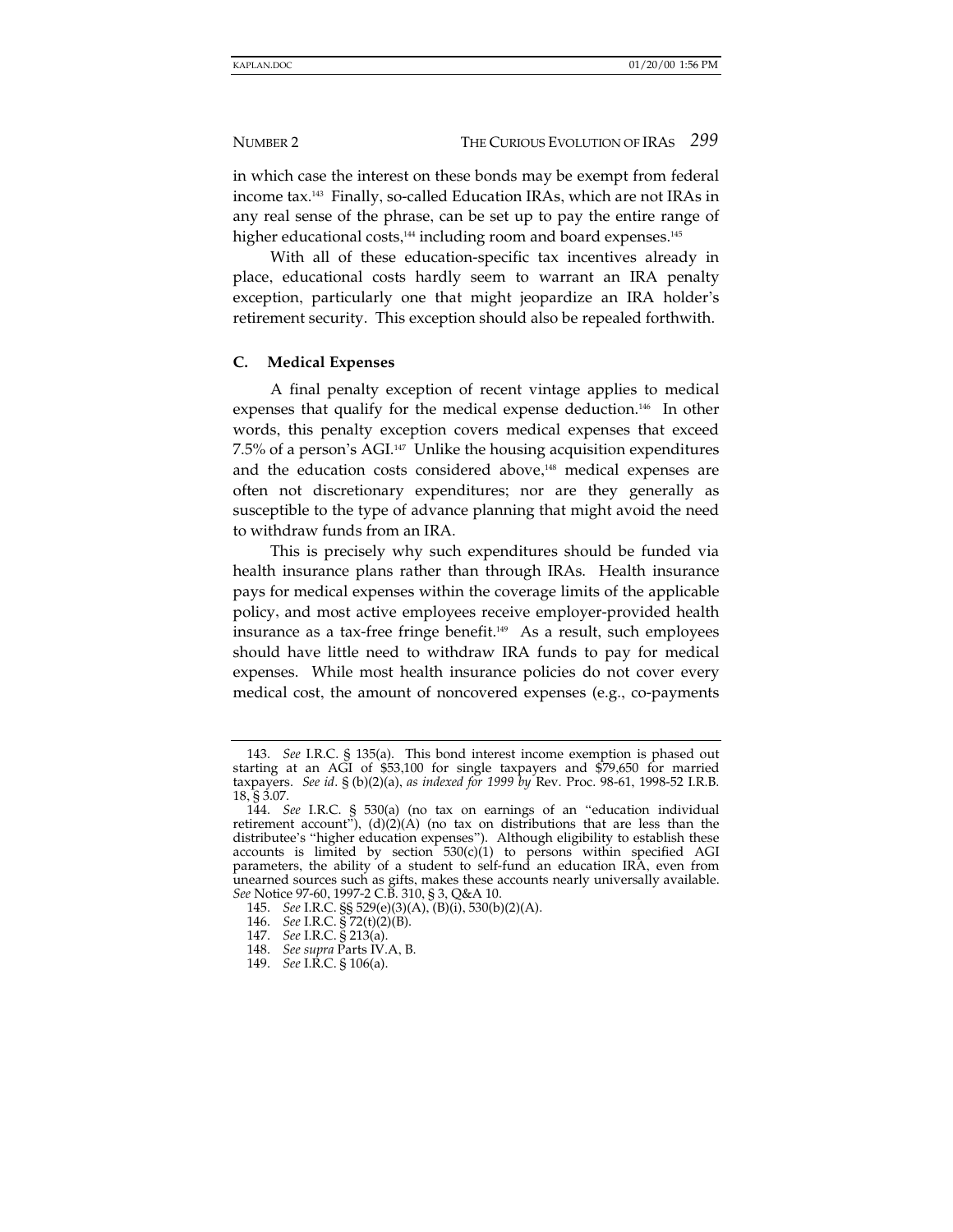in which case the interest on these bonds may be exempt from federal income tax.[143] Finally, so-called Education IRAs, which are not IRAs in any real sense of the phrase, can be set up to pay the entire range of higher educational costs,[144] including room and board expenses.[145]

With all of these education-specific tax incentives already in place, educational costs hardly seem to warrant an IRA penalty exception, particularly one that might jeopardize an IRA holder's retirement security. This exception should also be repealed forthwith.

### C. Medical Expenses

A final penalty exception of recent vintage applies to medical expenses that qualify for the medical expense deduction.[146] In other words, this penalty exception covers medical expenses that exceed 7.5% of a person's AGI.[147] Unlike the housing acquisition expenditures and the education costs considered above,[148] medical expenses are often not discretionary expenditures; nor are they generally as susceptible to the type of advance planning that might avoid the need to withdraw funds from an IRA.

This is precisely why such expenditures should be funded via health insurance plans rather than through IRAs. Health insurance pays for medical expenses within the coverage limits of the applicable policy, and most active employees receive employer-provided health insurance as a tax-free fringe benefit.[149] As a result, such employees should have little need to withdraw IRA funds to pay for medical expenses. While most health insurance policies do not cover every medical cost, the amount of noncovered expenses (e.g., co-payments

---

143. *See* I.R.C. § 135(a). This bond interest income exemption is phased out starting at an AGI of $53,100 for single taxpayers and $79,650 for married taxpayers. *See id*. § (b)(2)(a), *as indexed for 1999 by* Rev. Proc. 98-61, 1998-52 I.R.B. 18, § 3.07.

144. *See* I.R.C. § 530(a) (no tax on earnings of an "education individual retirement account"), (d)(2)(A) (no tax on distributions that are less than the distributee's "higher education expenses"). Although eligibility to establish these accounts is limited by section 530(c)(1) to persons within specified AGI parameters, the ability of a student to self-fund an education IRA, even from unearned sources such as gifts, makes these accounts nearly universally available. *See* Notice 97-60, 1997-2 C.B. 310, § 3, Q&A 10.

145. *See* I.R.C. §§ 529(e)(3)(A), (B)(i), 530(b)(2)(A).

146. *See* I.R.C. § 72(t)(2)(B).

147. *See* I.R.C. § 213(a).

148. *See supra* Parts IV.A, B.

149. *See* I.R.C. § 106(a).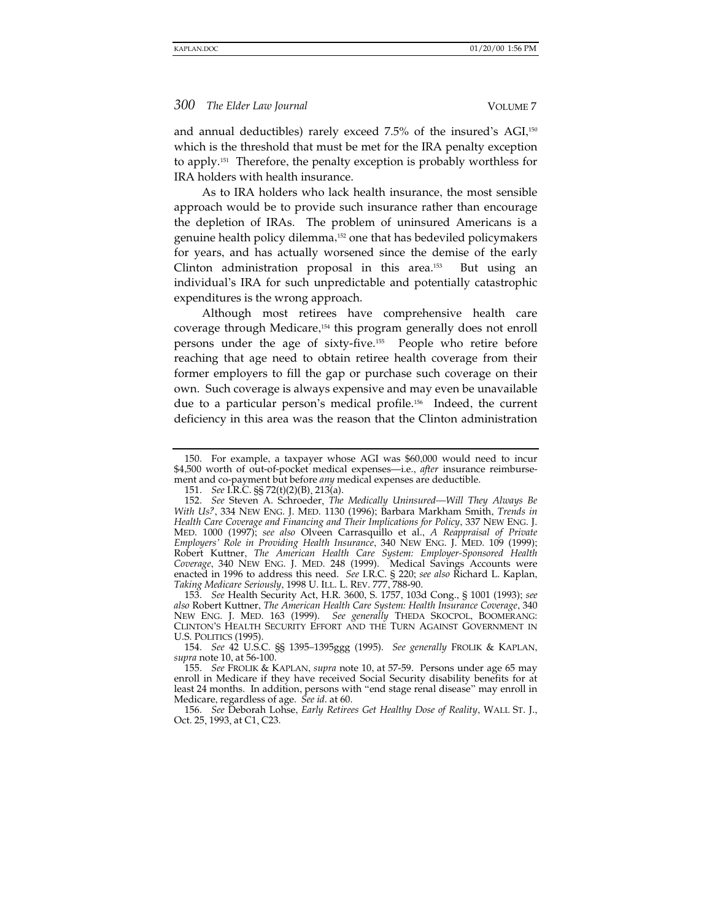and annual deductibles) rarely exceed 7.5% of the insured's AGI,[150] which is the threshold that must be met for the IRA penalty exception to apply.[151] Therefore, the penalty exception is probably worthless for IRA holders with health insurance.

As to IRA holders who lack health insurance, the most sensible approach would be to provide such insurance rather than encourage the depletion of IRAs. The problem of uninsured Americans is a genuine health policy dilemma,[152] one that has bedeviled policymakers for years, and has actually worsened since the demise of the early Clinton administration proposal in this area.[153] But using an individual's IRA for such unpredictable and potentially catastrophic expenditures is the wrong approach.

Although most retirees have comprehensive health care coverage through Medicare,[154] this program generally does not enroll persons under the age of sixty-five.[155] People who retire before reaching that age need to obtain retiree health coverage from their former employers to fill the gap or purchase such coverage on their own. Such coverage is always expensive and may even be unavailable due to a particular person's medical profile.[156] Indeed, the current deficiency in this area was the reason that the Clinton administration

---

150. For example, a taxpayer whose AGI was $60,000 would need to incur $4,500 worth of out-of-pocket medical expenses—i.e., *after* insurance reimbursement and co-payment but before *any* medical expenses are deductible.

151. *See* I.R.C. §§ 72(t)(2)(B), 213(a).

152. *See* Steven A. Schroeder, *The Medically Uninsured—Will They Always Be With Us?*, 334 NEW ENG. J. MED. 1130 (1996); Barbara Markham Smith, *Trends in Health Care Coverage and Financing and Their Implications for Policy*, 337 NEW ENG. J. MED. 1000 (1997); *see also* Olveen Carrasquillo et al., *A Reappraisal of Private Employers' Role in Providing Health Insurance*, 340 NEW ENG. J. MED. 109 (1999); Robert Kuttner, *The American Health Care System: Employer-Sponsored Health Coverage*, 340 NEW ENG. J. MED. 248 (1999). Medical Savings Accounts were enacted in 1996 to address this need. *See* I.R.C. § 220; *see also* Richard L. Kaplan, *Taking Medicare Seriously*, 1998 U. ILL. L. REV. 777, 788-90.

153. *See* Health Security Act, H.R. 3600, S. 1757, 103d Cong., § 1001 (1993); *see also* Robert Kuttner, *The American Health Care System: Health Insurance Coverage*, 340 NEW ENG. J. MED. 163 (1999). *See generally* THEDA SKOCPOL, BOOMERANG: CLINTON'S HEALTH SECURITY EFFORT AND THE TURN AGAINST GOVERNMENT IN U.S. POLITICS (1995).

154. *See* 42 U.S.C. §§ 1395–1395ggg (1995). *See generally* FROLIK & KAPLAN, *supra* note 10, at 56-100.

155. *See* FROLIK & KAPLAN, *supra* note 10, at 57-59. Persons under age 65 may enroll in Medicare if they have received Social Security disability benefits for at least 24 months. In addition, persons with "end stage renal disease" may enroll in Medicare, regardless of age. *See id*. at 60.

156. *See* Deborah Lohse, *Early Retirees Get Healthy Dose of Reality*, WALL ST. J., Oct. 25, 1993, at C1, C23.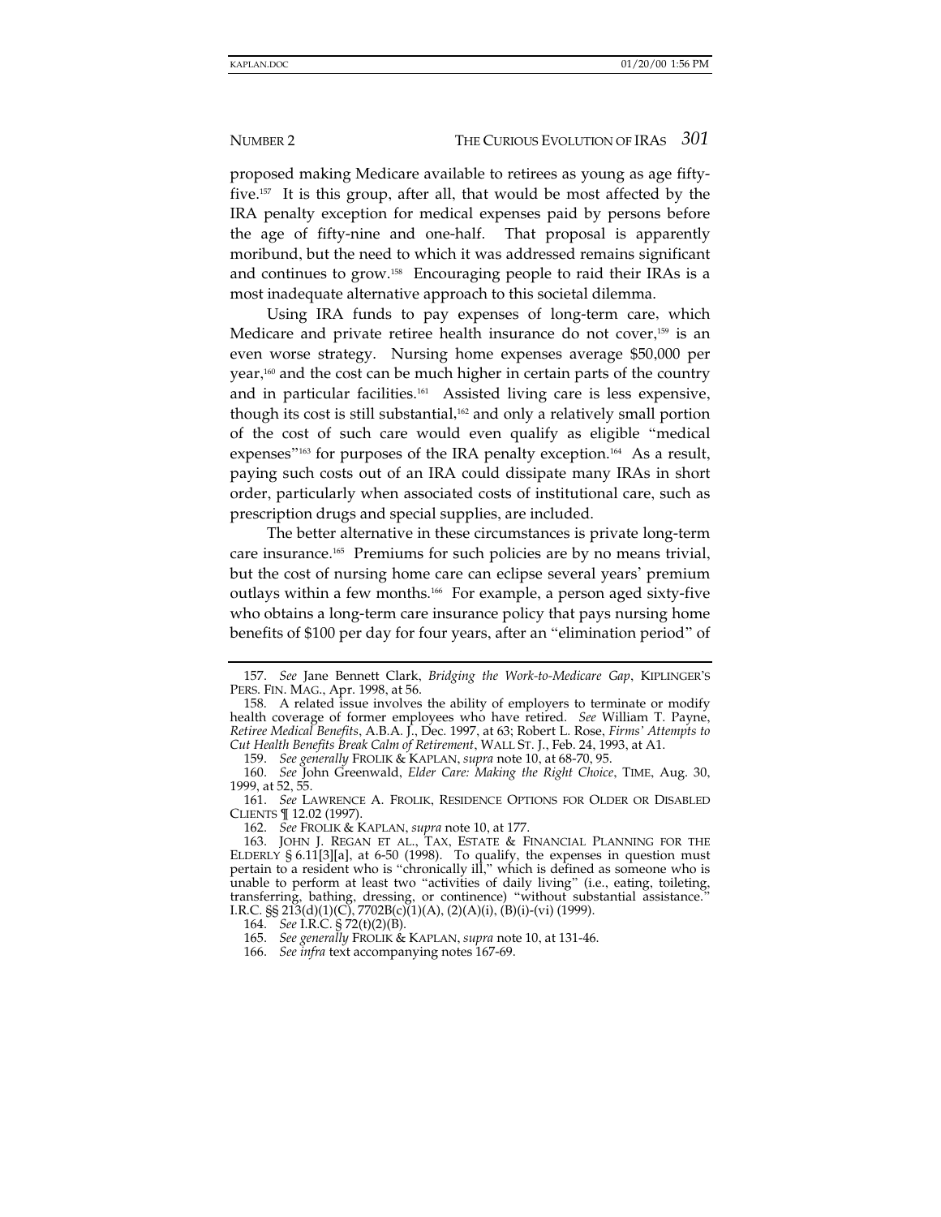proposed making Medicare available to retirees as young as age fifty-five.[157] It is this group, after all, that would be most affected by the IRA penalty exception for medical expenses paid by persons before the age of fifty-nine and one-half. That proposal is apparently moribund, but the need to which it was addressed remains significant and continues to grow.[158] Encouraging people to raid their IRAs is a most inadequate alternative approach to this societal dilemma.

Using IRA funds to pay expenses of long-term care, which Medicare and private retiree health insurance do not cover,[159] is an even worse strategy. Nursing home expenses average $50,000 per year,[160] and the cost can be much higher in certain parts of the country and in particular facilities.[161] Assisted living care is less expensive, though its cost is still substantial,[162] and only a relatively small portion of the cost of such care would even qualify as eligible "medical expenses"[163] for purposes of the IRA penalty exception.[164] As a result, paying such costs out of an IRA could dissipate many IRAs in short order, particularly when associated costs of institutional care, such as prescription drugs and special supplies, are included.

The better alternative in these circumstances is private long-term care insurance.[165] Premiums for such policies are by no means trivial, but the cost of nursing home care can eclipse several years' premium outlays within a few months.[166] For example, a person aged sixty-five who obtains a long-term care insurance policy that pays nursing home benefits of $100 per day for four years, after an "elimination period" of

---

157. *See* Jane Bennett Clark, *Bridging the Work-to-Medicare Gap*, KIPLINGER'S PERS. FIN. MAG., Apr. 1998, at 56.

158. A related issue involves the ability of employers to terminate or modify health coverage of former employees who have retired. *See* William T. Payne, *Retiree Medical Benefits*, A.B.A. J., Dec. 1997, at 63; Robert L. Rose, *Firms' Attempts to Cut Health Benefits Break Calm of Retirement*, WALL ST. J., Feb. 24, 1993, at A1.

159. *See generally* FROLIK & KAPLAN, *supra* note 10, at 68-70, 95.

160. *See* John Greenwald, *Elder Care: Making the Right Choice*, TIME, Aug. 30, 1999, at 52, 55.

161. *See* LAWRENCE A. FROLIK, RESIDENCE OPTIONS FOR OLDER OR DISABLED CLIENTS ¶ 12.02 (1997).

162. *See* FROLIK & KAPLAN, *supra* note 10, at 177.

163. JOHN J. REGAN ET AL., TAX, ESTATE & FINANCIAL PLANNING FOR THE ELDERLY § 6.11[3][a], at 6-50 (1998). To qualify, the expenses in question must pertain to a resident who is "chronically ill," which is defined as someone who is unable to perform at least two "activities of daily living" (i.e., eating, toileting, transferring, bathing, dressing, or continence) "without substantial assistance." I.R.C. §§ 213(d)(1)(C), 7702B(c)(1)(A), (2)(A)(i), (B)(i)-(vi) (1999).

164. *See* I.R.C. § 72(t)(2)(B).

165. *See generally* FROLIK & KAPLAN, *supra* note 10, at 131-46.

166. *See infra* text accompanying notes 167-69.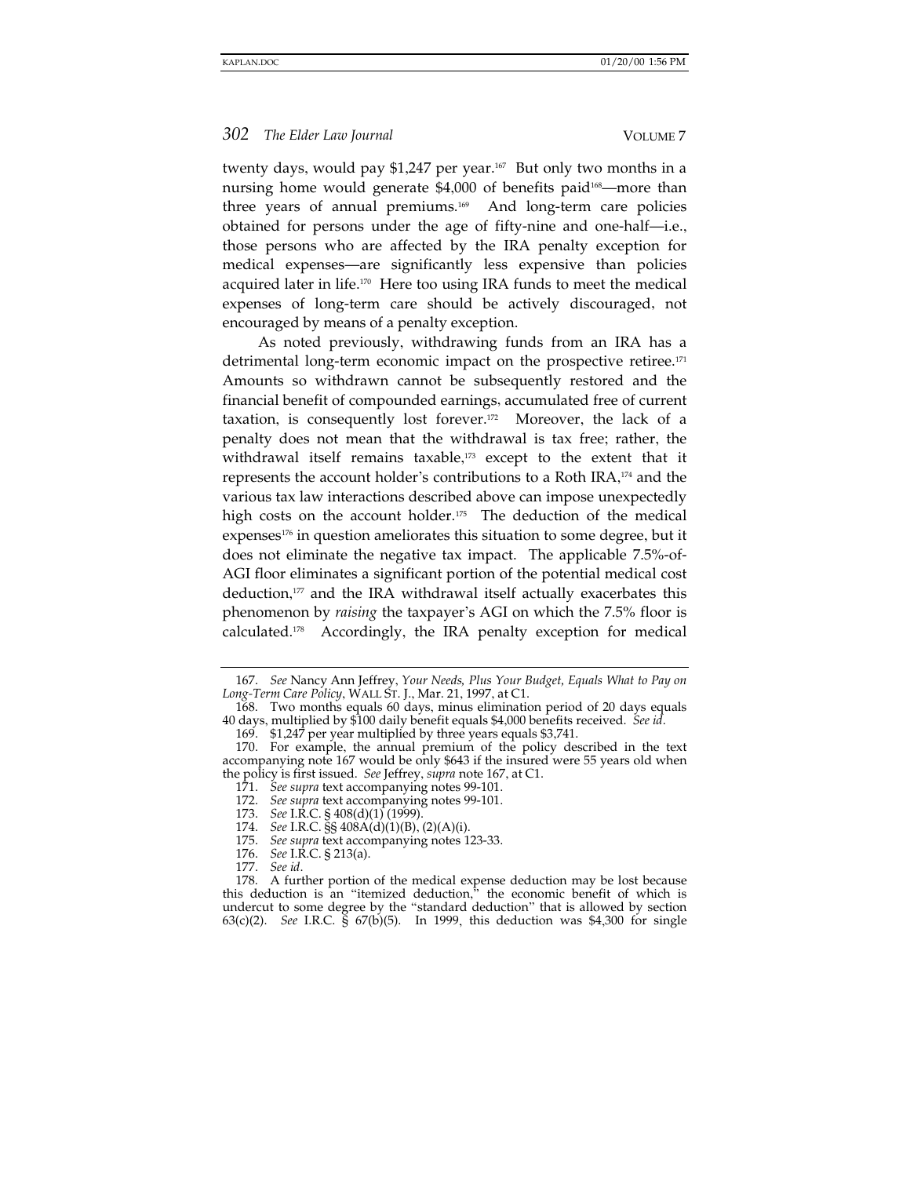twenty days, would pay $1,247 per year.[167] But only two months in a nursing home would generate $4,000 of benefits paid[168]—more than three years of annual premiums.[169] And long-term care policies obtained for persons under the age of fifty-nine and one-half—i.e., those persons who are affected by the IRA penalty exception for medical expenses—are significantly less expensive than policies acquired later in life.[170] Here too using IRA funds to meet the medical expenses of long-term care should be actively discouraged, not encouraged by means of a penalty exception.

As noted previously, withdrawing funds from an IRA has a detrimental long-term economic impact on the prospective retiree.[171] Amounts so withdrawn cannot be subsequently restored and the financial benefit of compounded earnings, accumulated free of current taxation, is consequently lost forever.[172] Moreover, the lack of a penalty does not mean that the withdrawal is tax free; rather, the withdrawal itself remains taxable,[173] except to the extent that it represents the account holder's contributions to a Roth IRA,[174] and the various tax law interactions described above can impose unexpectedly high costs on the account holder.[175] The deduction of the medical expenses[176] in question ameliorates this situation to some degree, but it does not eliminate the negative tax impact. The applicable 7.5%-of-AGI floor eliminates a significant portion of the potential medical cost deduction,[177] and the IRA withdrawal itself actually exacerbates this phenomenon by *raising* the taxpayer's AGI on which the 7.5% floor is calculated.[178] Accordingly, the IRA penalty exception for medical

---

167. *See* Nancy Ann Jeffrey, *Your Needs, Plus Your Budget, Equals What to Pay on Long-Term Care Policy*, WALL ST. J., Mar. 21, 1997, at C1.

168. Two months equals 60 days, minus elimination period of 20 days equals 40 days, multiplied by $100 daily benefit equals $4,000 benefits received. *See id.*

169. $1,247 per year multiplied by three years equals $3,741.

170. For example, the annual premium of the policy described in the text accompanying note 167 would be only $643 if the insured were 55 years old when the policy is first issued. *See* Jeffrey, *supra* note 167, at C1.

171. *See supra* text accompanying notes 99-101.

172. *See supra* text accompanying notes 99-101.

173. *See* I.R.C. § 408(d)(1) (1999).

174. *See* I.R.C. §§ 408A(d)(1)(B), (2)(A)(i).

175. *See supra* text accompanying notes 123-33.

176. *See* I.R.C. § 213(a).

177. *See id.*

178. A further portion of the medical expense deduction may be lost because this deduction is an "itemized deduction," the economic benefit of which is undercut to some degree by the "standard deduction" that is allowed by section 63(c)(2). *See* I.R.C. § 67(b)(5). In 1999, this deduction was $4,300 for single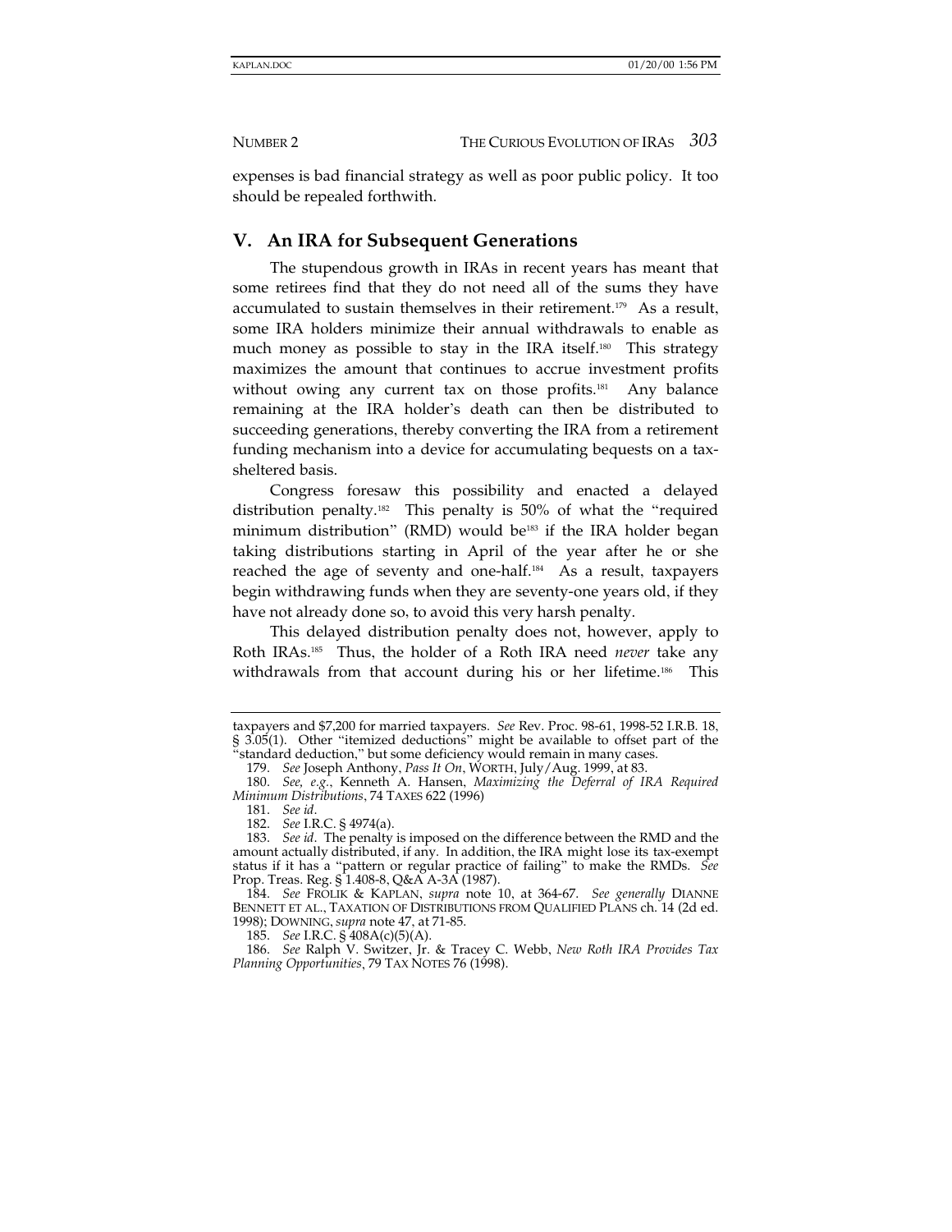expenses is bad financial strategy as well as poor public policy. It too should be repealed forthwith.

## V. An IRA for Subsequent Generations

The stupendous growth in IRAs in recent years has meant that some retirees find that they do not need all of the sums they have accumulated to sustain themselves in their retirement.[179] As a result, some IRA holders minimize their annual withdrawals to enable as much money as possible to stay in the IRA itself.[180] This strategy maximizes the amount that continues to accrue investment profits without owing any current tax on those profits.[181] Any balance remaining at the IRA holder's death can then be distributed to succeeding generations, thereby converting the IRA from a retirement funding mechanism into a device for accumulating bequests on a tax-sheltered basis.

Congress foresaw this possibility and enacted a delayed distribution penalty.[182] This penalty is 50% of what the "required minimum distribution" (RMD) would be[183] if the IRA holder began taking distributions starting in April of the year after he or she reached the age of seventy and one-half.[184] As a result, taxpayers begin withdrawing funds when they are seventy-one years old, if they have not already done so, to avoid this very harsh penalty.

This delayed distribution penalty does not, however, apply to Roth IRAs.[185] Thus, the holder of a Roth IRA need *never* take any withdrawals from that account during his or her lifetime.[186] This

---

taxpayers and $7,200 for married taxpayers. *See* Rev. Proc. 98-61, 1998-52 I.R.B. 18, § 3.05(1). Other "itemized deductions" might be available to offset part of the "standard deduction," but some deficiency would remain in many cases.

179. *See* Joseph Anthony, *Pass It On*, WORTH, July/Aug. 1999, at 83.

180. *See, e.g.*, Kenneth A. Hansen, *Maximizing the Deferral of IRA Required Minimum Distributions*, 74 TAXES 622 (1996)

181. *See id*.

182. *See* I.R.C. § 4974(a).

183. *See id*. The penalty is imposed on the difference between the RMD and the amount actually distributed, if any. In addition, the IRA might lose its tax-exempt status if it has a "pattern or regular practice of failing" to make the RMDs. *See* Prop. Treas. Reg. § 1.408-8, Q&A A-3A (1987).

184. *See* FROLIK & KAPLAN, *supra* note 10, at 364-67. *See generally* DIANNE BENNETT ET AL., TAXATION OF DISTRIBUTIONS FROM QUALIFIED PLANS ch. 14 (2d ed. 1998); DOWNING, *supra* note 47, at 71-85.

185. *See* I.R.C. § 408A(c)(5)(A).

186. *See* Ralph V. Switzer, Jr. & Tracey C. Webb, *New Roth IRA Provides Tax Planning Opportunities*, 79 TAX NOTES 76 (1998).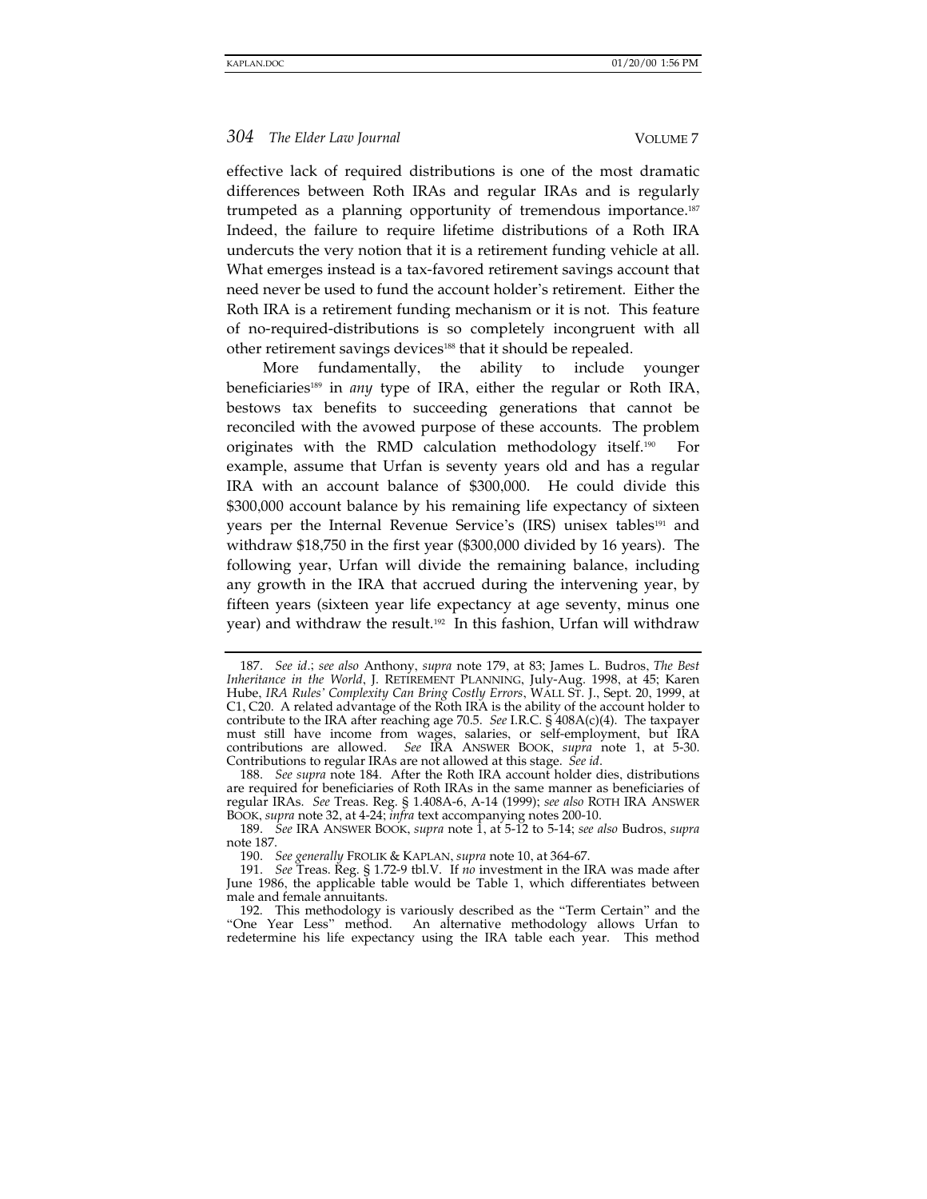effective lack of required distributions is one of the most dramatic differences between Roth IRAs and regular IRAs and is regularly trumpeted as a planning opportunity of tremendous importance.[187] Indeed, the failure to require lifetime distributions of a Roth IRA undercuts the very notion that it is a retirement funding vehicle at all. What emerges instead is a tax-favored retirement savings account that need never be used to fund the account holder's retirement. Either the Roth IRA is a retirement funding mechanism or it is not. This feature of no-required-distributions is so completely incongruent with all other retirement savings devices[188] that it should be repealed.

More fundamentally, the ability to include younger beneficiaries[189] in *any* type of IRA, either the regular or Roth IRA, bestows tax benefits to succeeding generations that cannot be reconciled with the avowed purpose of these accounts. The problem originates with the RMD calculation methodology itself.[190] For example, assume that Urfan is seventy years old and has a regular IRA with an account balance of $300,000. He could divide this $300,000 account balance by his remaining life expectancy of sixteen years per the Internal Revenue Service's (IRS) unisex tables[191] and withdraw $18,750 in the first year ($300,000 divided by 16 years). The following year, Urfan will divide the remaining balance, including any growth in the IRA that accrued during the intervening year, by fifteen years (sixteen year life expectancy at age seventy, minus one year) and withdraw the result.[192] In this fashion, Urfan will withdraw

---

187. *See id.*; *see also* Anthony, *supra* note 179, at 83; James L. Budros, *The Best Inheritance in the World*, J. RETIREMENT PLANNING, July-Aug. 1998, at 45; Karen Hube, *IRA Rules' Complexity Can Bring Costly Errors*, WALL ST. J., Sept. 20, 1999, at C1, C20. A related advantage of the Roth IRA is the ability of the account holder to contribute to the IRA after reaching age 70.5. *See* I.R.C. § 408A(c)(4). The taxpayer must still have income from wages, salaries, or self-employment, but IRA contributions are allowed. *See* IRA ANSWER BOOK, *supra* note 1, at 5-30. Contributions to regular IRAs are not allowed at this stage. *See id*.

188. *See supra* note 184. After the Roth IRA account holder dies, distributions are required for beneficiaries of Roth IRAs in the same manner as beneficiaries of regular IRAs. *See* Treas. Reg. § 1.408A-6, A-14 (1999); *see also* ROTH IRA ANSWER BOOK, *supra* note 32, at 4-24; *infra* text accompanying notes 200-10.

189. *See* IRA ANSWER BOOK, *supra* note 1, at 5-12 to 5-14; *see also* Budros, *supra* note 187.

190. *See generally* FROLIK & KAPLAN, *supra* note 10, at 364-67.

191. *See* Treas. Reg. § 1.72-9 tbl.V. If *no* investment in the IRA was made after June 1986, the applicable table would be Table 1, which differentiates between male and female annuitants.

192. This methodology is variously described as the "Term Certain" and the "One Year Less" method. An alternative methodology allows Urfan to redetermine his life expectancy using the IRA table each year. This method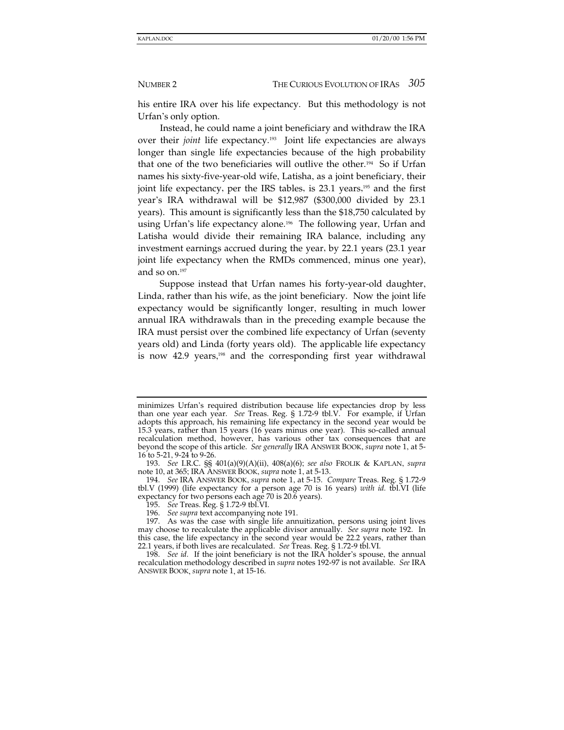his entire IRA over his life expectancy. But this methodology is not Urfan's only option.

Instead, he could name a joint beneficiary and withdraw the IRA over their *joint* life expectancy.[193] Joint life expectancies are always longer than single life expectancies because of the high probability that one of the two beneficiaries will outlive the other.[194] So if Urfan names his sixty-five-year-old wife, Latisha, as a joint beneficiary, their joint life expectancy, per the IRS tables, is 23.1 years,[195] and the first year's IRA withdrawal will be $12,987 ($300,000 divided by 23.1 years). This amount is significantly less than the $18,750 calculated by using Urfan's life expectancy alone.[196] The following year, Urfan and Latisha would divide their remaining IRA balance, including any investment earnings accrued during the year, by 22.1 years (23.1 year joint life expectancy when the RMDs commenced, minus one year), and so on.[197]

Suppose instead that Urfan names his forty-year-old daughter, Linda, rather than his wife, as the joint beneficiary. Now the joint life expectancy would be significantly longer, resulting in much lower annual IRA withdrawals than in the preceding example because the IRA must persist over the combined life expectancy of Urfan (seventy years old) and Linda (forty years old). The applicable life expectancy is now 42.9 years,[198] and the corresponding first year withdrawal

---

minimizes Urfan's required distribution because life expectancies drop by less than one year each year. *See* Treas. Reg. § 1.72-9 tbl.V. For example, if Urfan adopts this approach, his remaining life expectancy in the second year would be 15.3 years, rather than 15 years (16 years minus one year). This so-called annual recalculation method, however, has various other tax consequences that are beyond the scope of this article. *See generally* IRA ANSWER BOOK, *supra* note 1, at 5-16 to 5-21, 9-24 to 9-26.

193. *See* I.R.C. §§ 401(a)(9)(A)(ii), 408(a)(6); *see also* FROLIK & KAPLAN, *supra* note 10, at 365; IRA ANSWER BOOK, *supra* note 1, at 5-13.

194. *See* IRA ANSWER BOOK, *supra* note 1, at 5-15. *Compare* Treas. Reg. § 1.72-9 tbl.V (1999) (life expectancy for a person age 70 is 16 years) *with id.* tbl.VI (life expectancy for two persons each age 70 is 20.6 years).

195. *See* Treas. Reg. § 1.72-9 tbl.VI.

196. *See supra* text accompanying note 191.

197. As was the case with single life annuitization, persons using joint lives may choose to recalculate the applicable divisor annually. *See supra* note 192. In this case, the life expectancy in the second year would be 22.2 years, rather than 22.1 years, if both lives are recalculated. *See* Treas. Reg. § 1.72-9 tbl.VI.

198. *See id.* If the joint beneficiary is not the IRA holder's spouse, the annual recalculation methodology described in *supra* notes 192-97 is not available. *See* IRA ANSWER BOOK, *supra* note 1, at 15-16.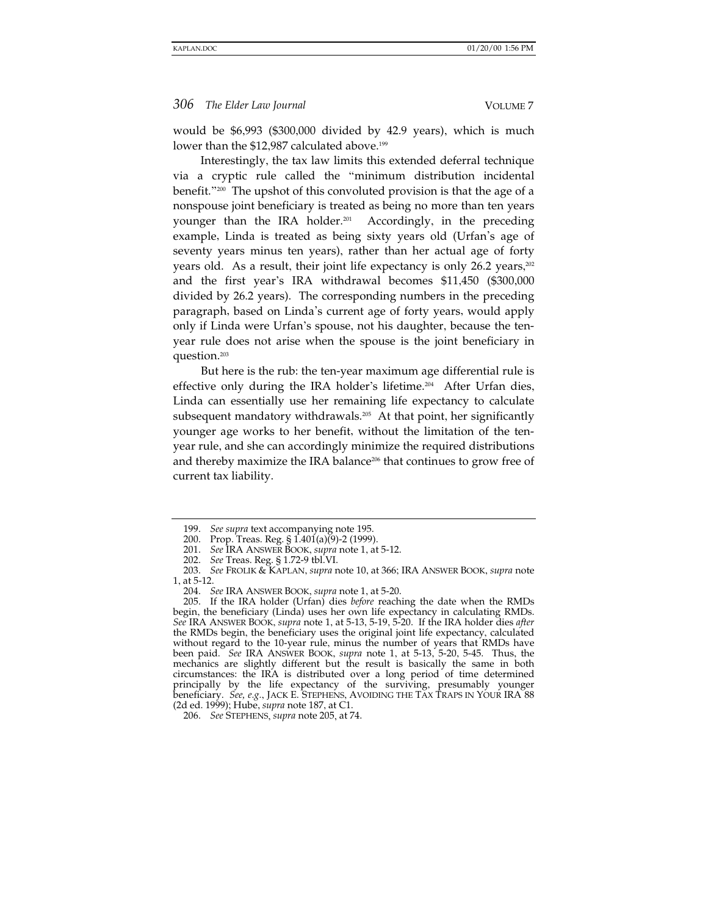would be $6,993 ($300,000 divided by 42.9 years), which is much lower than the $12,987 calculated above.[199]

Interestingly, the tax law limits this extended deferral technique via a cryptic rule called the "minimum distribution incidental benefit."[200] The upshot of this convoluted provision is that the age of a nonspouse joint beneficiary is treated as being no more than ten years younger than the IRA holder.[201] Accordingly, in the preceding example, Linda is treated as being sixty years old (Urfan's age of seventy years minus ten years), rather than her actual age of forty years old. As a result, their joint life expectancy is only 26.2 years,[202] and the first year's IRA withdrawal becomes $11,450 ($300,000 divided by 26.2 years). The corresponding numbers in the preceding paragraph, based on Linda's current age of forty years, would apply only if Linda were Urfan's spouse, not his daughter, because the ten-year rule does not arise when the spouse is the joint beneficiary in question.[203]

But here is the rub: the ten-year maximum age differential rule is effective only during the IRA holder's lifetime.[204] After Urfan dies, Linda can essentially use her remaining life expectancy to calculate subsequent mandatory withdrawals.[205] At that point, her significantly younger age works to her benefit, without the limitation of the ten-year rule, and she can accordingly minimize the required distributions and thereby maximize the IRA balance[206] that continues to grow free of current tax liability.

---

199. *See supra* text accompanying note 195.

200. Prop. Treas. Reg. § 1.401(a)(9)-2 (1999).

201. *See* IRA ANSWER BOOK, *supra* note 1, at 5-12.

202. *See* Treas. Reg. § 1.72-9 tbl.VI.

203. *See* FROLIK & KAPLAN, *supra* note 10, at 366; IRA ANSWER BOOK, *supra* note 1, at 5-12.

204. *See* IRA ANSWER BOOK, *supra* note 1, at 5-20.

205. If the IRA holder (Urfan) dies *before* reaching the date when the RMDs begin, the beneficiary (Linda) uses her own life expectancy in calculating RMDs. *See* IRA ANSWER BOOK, *supra* note 1, at 5-13, 5-19, 5-20. If the IRA holder dies *after* the RMDs begin, the beneficiary uses the original joint life expectancy, calculated without regard to the 10-year rule, minus the number of years that RMDs have been paid. *See* IRA ANSWER BOOK, *supra* note 1, at 5-13, 5-20, 5-45. Thus, the mechanics are slightly different but the result is basically the same in both circumstances: the IRA is distributed over a long period of time determined principally by the life expectancy of the surviving, presumably younger beneficiary. *See, e.g.*, JACK E. STEPHENS, AVOIDING THE TAX TRAPS IN YOUR IRA 88 (2d ed. 1999); Hube, *supra* note 187, at C1.

206. *See* STEPHENS, *supra* note 205, at 74.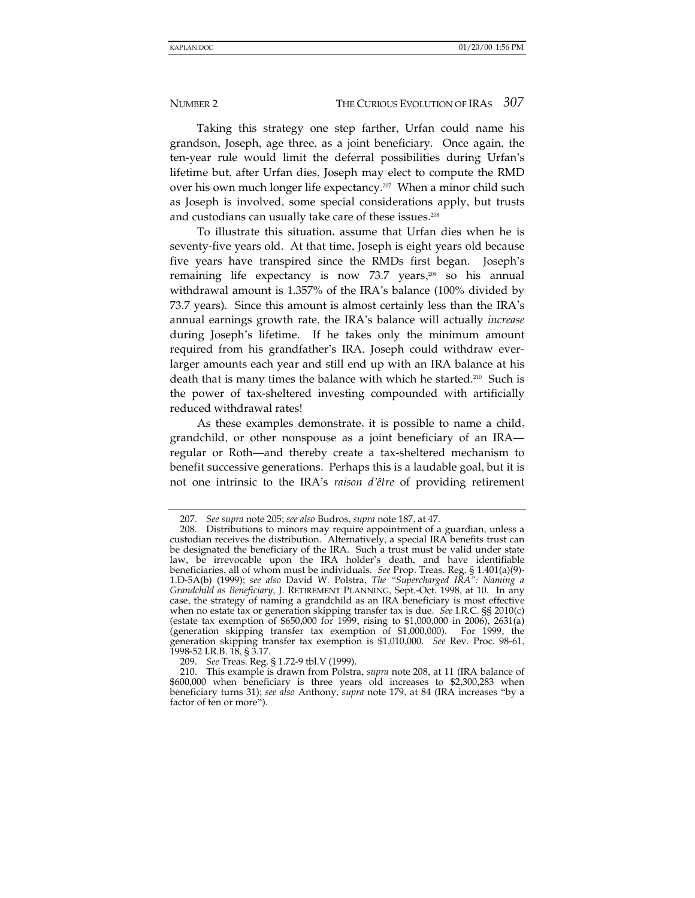Taking this strategy one step farther, Urfan could name his grandson, Joseph, age three, as a joint beneficiary. Once again, the ten-year rule would limit the deferral possibilities during Urfan's lifetime but, after Urfan dies, Joseph may elect to compute the RMD over his own much longer life expectancy.[207] When a minor child such as Joseph is involved, some special considerations apply, but trusts and custodians can usually take care of these issues.[208]

To illustrate this situation, assume that Urfan dies when he is seventy-five years old. At that time, Joseph is eight years old because five years have transpired since the RMDs first began. Joseph's remaining life expectancy is now 73.7 years,[209] so his annual withdrawal amount is 1.357% of the IRA's balance (100% divided by 73.7 years). Since this amount is almost certainly less than the IRA's annual earnings growth rate, the IRA's balance will actually *increase* during Joseph's lifetime. If he takes only the minimum amount required from his grandfather's IRA, Joseph could withdraw ever-larger amounts each year and still end up with an IRA balance at his death that is many times the balance with which he started.[210] Such is the power of tax-sheltered investing compounded with artificially reduced withdrawal rates!

As these examples demonstrate, it is possible to name a child, grandchild, or other nonspouse as a joint beneficiary of an IRA—regular or Roth—and thereby create a tax-sheltered mechanism to benefit successive generations. Perhaps this is a laudable goal, but it is not one intrinsic to the IRA's *raison d'être* of providing retirement

---

207. *See supra* note 205; *see also* Budros, *supra* note 187, at 47.

208. Distributions to minors may require appointment of a guardian, unless a custodian receives the distribution. Alternatively, a special IRA benefits trust can be designated the beneficiary of the IRA. Such a trust must be valid under state law, be irrevocable upon the IRA holder's death, and have identifiable beneficiaries, all of whom must be individuals. *See* Prop. Treas. Reg. § 1.401(a)(9)-1.D-5A(b) (1999); *see also* David W. Polstra, *The "Supercharged IRA": Naming a Grandchild as Beneficiary*, J. RETIREMENT PLANNING, Sept.-Oct. 1998, at 10. In any case, the strategy of naming a grandchild as an IRA beneficiary is most effective when no estate tax or generation skipping transfer tax is due. *See* I.R.C. §§ 2010(c) (estate tax exemption of $650,000 for 1999, rising to $1,000,000 in 2006), 2631(a) (generation skipping transfer tax exemption of $1,000,000). For 1999, the generation skipping transfer tax exemption is $1,010,000. *See* Rev. Proc. 98-61, 1998-52 I.R.B. 18, § 3.17.

209. *See* Treas. Reg. § 1.72-9 tbl.V (1999).

210. This example is drawn from Polstra, *supra* note 208, at 11 (IRA balance of $600,000 when beneficiary is three years old increases to $2,300,283 when beneficiary turns 31); *see also* Anthony, *supra* note 179, at 84 (IRA increases "by a factor of ten or more").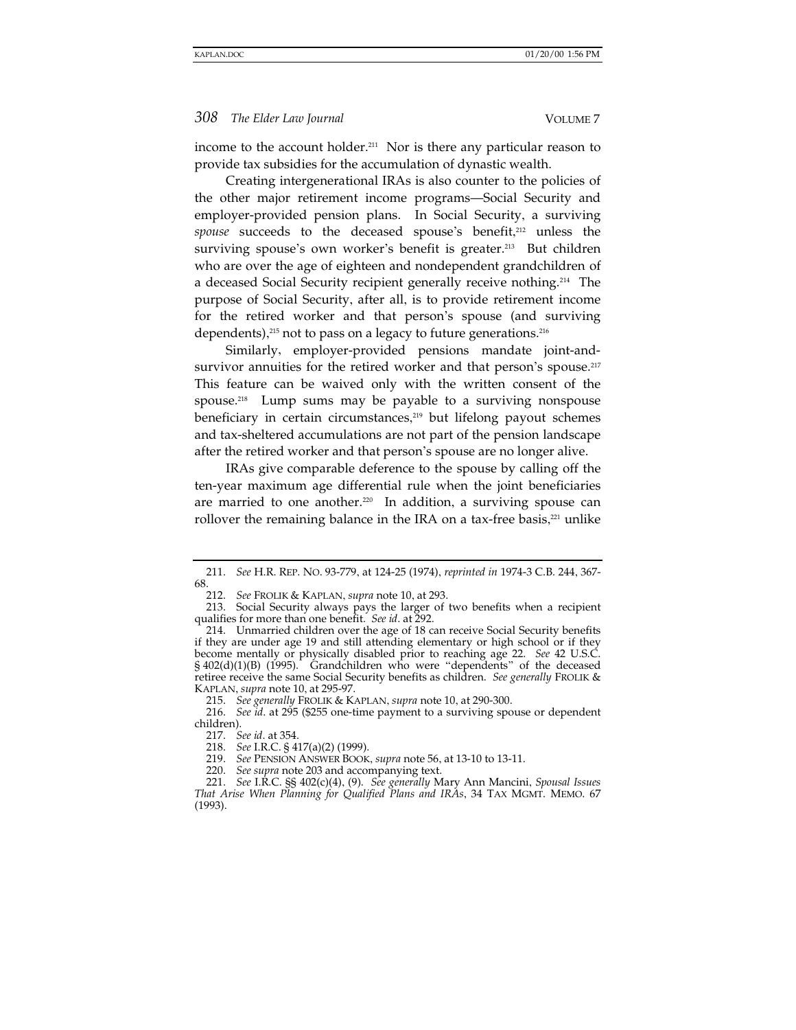income to the account holder.[211] Nor is there any particular reason to provide tax subsidies for the accumulation of dynastic wealth.

Creating intergenerational IRAs is also counter to the policies of the other major retirement income programs—Social Security and employer-provided pension plans. In Social Security, a surviving *spouse* succeeds to the deceased spouse's benefit,[212] unless the surviving spouse's own worker's benefit is greater.[213] But children who are over the age of eighteen and nondependent grandchildren of a deceased Social Security recipient generally receive nothing.[214] The purpose of Social Security, after all, is to provide retirement income for the retired worker and that person's spouse (and surviving dependents),[215] not to pass on a legacy to future generations.[216]

Similarly, employer-provided pensions mandate joint-and-survivor annuities for the retired worker and that person's spouse.[217] This feature can be waived only with the written consent of the spouse.[218] Lump sums may be payable to a surviving nonspouse beneficiary in certain circumstances,[219] but lifelong payout schemes and tax-sheltered accumulations are not part of the pension landscape after the retired worker and that person's spouse are no longer alive.

IRAs give comparable deference to the spouse by calling off the ten-year maximum age differential rule when the joint beneficiaries are married to one another.[220] In addition, a surviving spouse can rollover the remaining balance in the IRA on a tax-free basis,[221] unlike

---

211. *See* H.R. REP. NO. 93-779, at 124-25 (1974), *reprinted in* 1974-3 C.B. 244, 367-68.

212. *See* FROLIK & KAPLAN, *supra* note 10, at 293.

213. Social Security always pays the larger of two benefits when a recipient qualifies for more than one benefit. *See id.* at 292.

214. Unmarried children over the age of 18 can receive Social Security benefits if they are under age 19 and still attending elementary or high school or if they become mentally or physically disabled prior to reaching age 22. *See* 42 U.S.C. § 402(d)(1)(B) (1995). Grandchildren who were "dependents" of the deceased retiree receive the same Social Security benefits as children. *See generally* FROLIK & KAPLAN, *supra* note 10, at 295-97.

215. *See generally* FROLIK & KAPLAN, *supra* note 10, at 290-300.

216. *See id.* at 295 ($255 one-time payment to a surviving spouse or dependent children).

217. *See id.* at 354.

218. *See* I.R.C. § 417(a)(2) (1999).

219. *See* PENSION ANSWER BOOK, *supra* note 56, at 13-10 to 13-11.

220. *See supra* note 203 and accompanying text.

221. *See* I.R.C. §§ 402(c)(4), (9). *See generally* Mary Ann Mancini, *Spousal Issues That Arise When Planning for Qualified Plans and IRAs*, 34 TAX MGMT. MEMO. 67 (1993).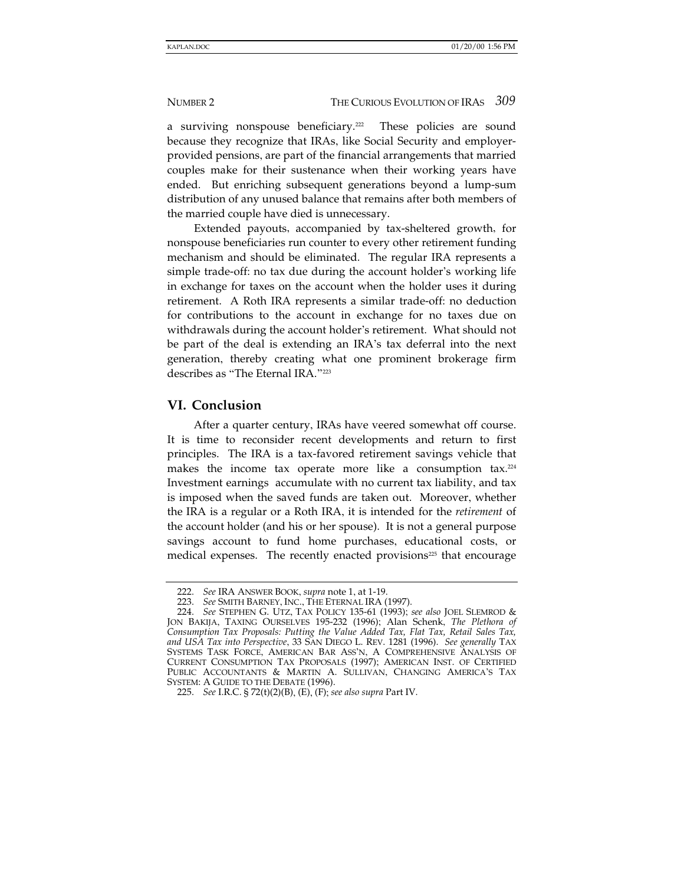a surviving nonspouse beneficiary.[222] These policies are sound because they recognize that IRAs, like Social Security and employer-provided pensions, are part of the financial arrangements that married couples make for their sustenance when their working years have ended. But enriching subsequent generations beyond a lump-sum distribution of any unused balance that remains after both members of the married couple have died is unnecessary.

Extended payouts, accompanied by tax-sheltered growth, for nonspouse beneficiaries run counter to every other retirement funding mechanism and should be eliminated. The regular IRA represents a simple trade-off: no tax due during the account holder's working life in exchange for taxes on the account when the holder uses it during retirement. A Roth IRA represents a similar trade-off: no deduction for contributions to the account in exchange for no taxes due on withdrawals during the account holder's retirement. What should not be part of the deal is extending an IRA's tax deferral into the next generation, thereby creating what one prominent brokerage firm describes as "The Eternal IRA."[223]

## VI. Conclusion

After a quarter century, IRAs have veered somewhat off course. It is time to reconsider recent developments and return to first principles. The IRA is a tax-favored retirement savings vehicle that makes the income tax operate more like a consumption tax.[224] Investment earnings accumulate with no current tax liability, and tax is imposed when the saved funds are taken out. Moreover, whether the IRA is a regular or a Roth IRA, it is intended for the *retirement* of the account holder (and his or her spouse). It is not a general purpose savings account to fund home purchases, educational costs, or medical expenses. The recently enacted provisions[225] that encourage

---

222. *See* IRA ANSWER BOOK, *supra* note 1, at 1-19.

223. *See* SMITH BARNEY, INC., THE ETERNAL IRA (1997).

224. *See* STEPHEN G. UTZ, TAX POLICY 135-61 (1993); *see also* JOEL SLEMROD & JON BAKIJA, TAXING OURSELVES 195-232 (1996); Alan Schenk, *The Plethora of Consumption Tax Proposals: Putting the Value Added Tax, Flat Tax, Retail Sales Tax, and USA Tax into Perspective*, 33 SAN DIEGO L. REV. 1281 (1996). *See generally* TAX SYSTEMS TASK FORCE, AMERICAN BAR ASS'N, A COMPREHENSIVE ANALYSIS OF CURRENT CONSUMPTION TAX PROPOSALS (1997); AMERICAN INST. OF CERTIFIED PUBLIC ACCOUNTANTS & MARTIN A. SULLIVAN, CHANGING AMERICA'S TAX SYSTEM: A GUIDE TO THE DEBATE (1996).

225. *See* I.R.C. § 72(t)(2)(B), (E), (F); *see also supra* Part IV.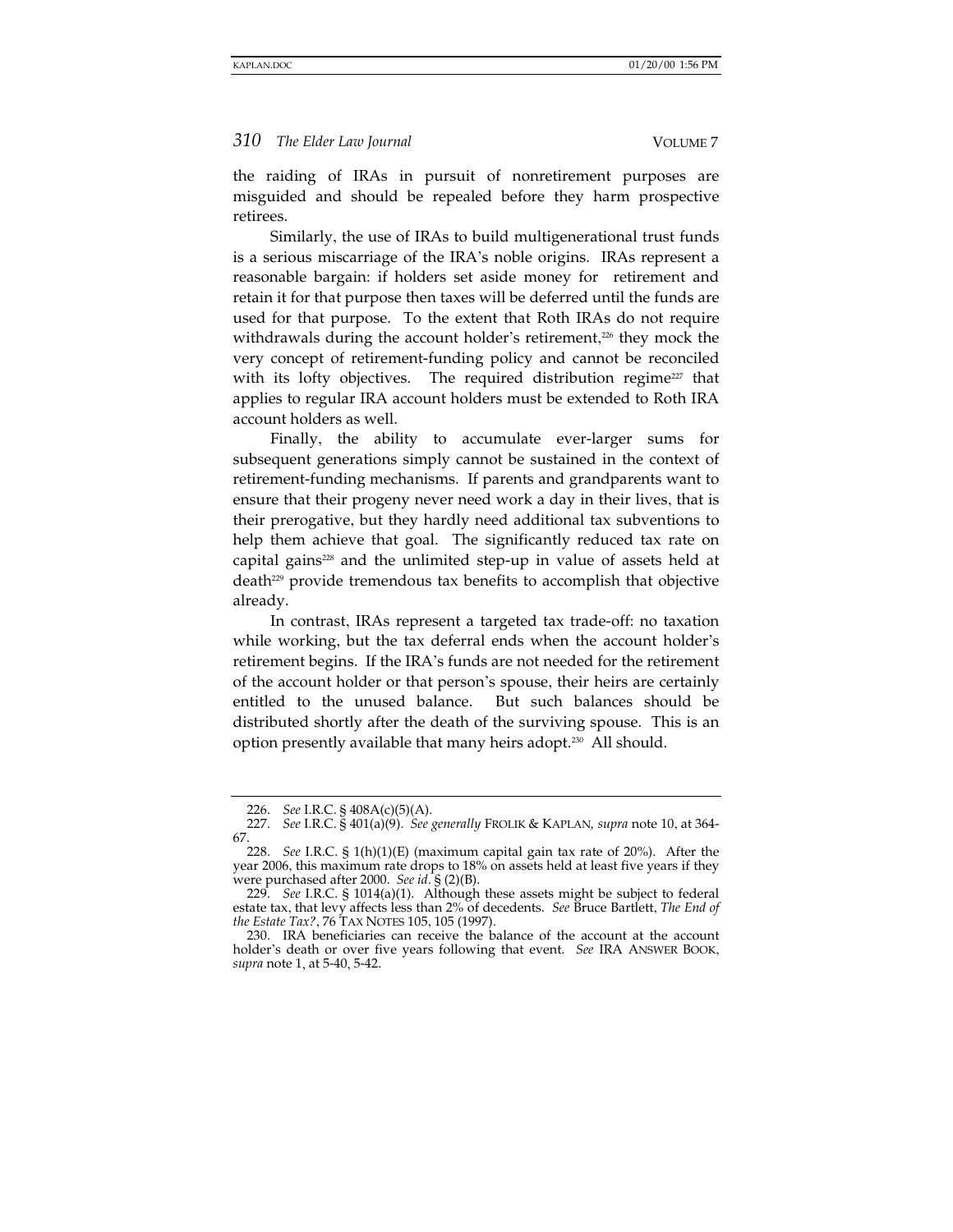the raiding of IRAs in pursuit of nonretirement purposes are misguided and should be repealed before they harm prospective retirees.

Similarly, the use of IRAs to build multigenerational trust funds is a serious miscarriage of the IRA's noble origins. IRAs represent a reasonable bargain: if holders set aside money for retirement and retain it for that purpose then taxes will be deferred until the funds are used for that purpose. To the extent that Roth IRAs do not require withdrawals during the account holder's retirement,[226] they mock the very concept of retirement-funding policy and cannot be reconciled with its lofty objectives. The required distribution regime[227] that applies to regular IRA account holders must be extended to Roth IRA account holders as well.

Finally, the ability to accumulate ever-larger sums for subsequent generations simply cannot be sustained in the context of retirement-funding mechanisms. If parents and grandparents want to ensure that their progeny never need work a day in their lives, that is their prerogative, but they hardly need additional tax subventions to help them achieve that goal. The significantly reduced tax rate on capital gains[228] and the unlimited step-up in value of assets held at death[229] provide tremendous tax benefits to accomplish that objective already.

In contrast, IRAs represent a targeted tax trade-off: no taxation while working, but the tax deferral ends when the account holder's retirement begins. If the IRA's funds are not needed for the retirement of the account holder or that person's spouse, their heirs are certainly entitled to the unused balance. But such balances should be distributed shortly after the death of the surviving spouse. This is an option presently available that many heirs adopt.[230] All should.

---

226. *See* I.R.C. § 408A(c)(5)(A).

227. *See* I.R.C. § 401(a)(9). *See generally* FROLIK & KAPLAN, *supra* note 10, at 364-67.

228. *See* I.R.C. § 1(h)(1)(E) (maximum capital gain tax rate of 20%). After the year 2006, this maximum rate drops to 18% on assets held at least five years if they were purchased after 2000. *See id*. § (2)(B).

229. *See* I.R.C. § 1014(a)(1). Although these assets might be subject to federal estate tax, that levy affects less than 2% of decedents. *See* Bruce Bartlett, *The End of the Estate Tax?*, 76 TAX NOTES 105, 105 (1997).

230. IRA beneficiaries can receive the balance of the account at the account holder's death or over five years following that event. *See* IRA ANSWER BOOK, *supra* note 1, at 5-40, 5-42.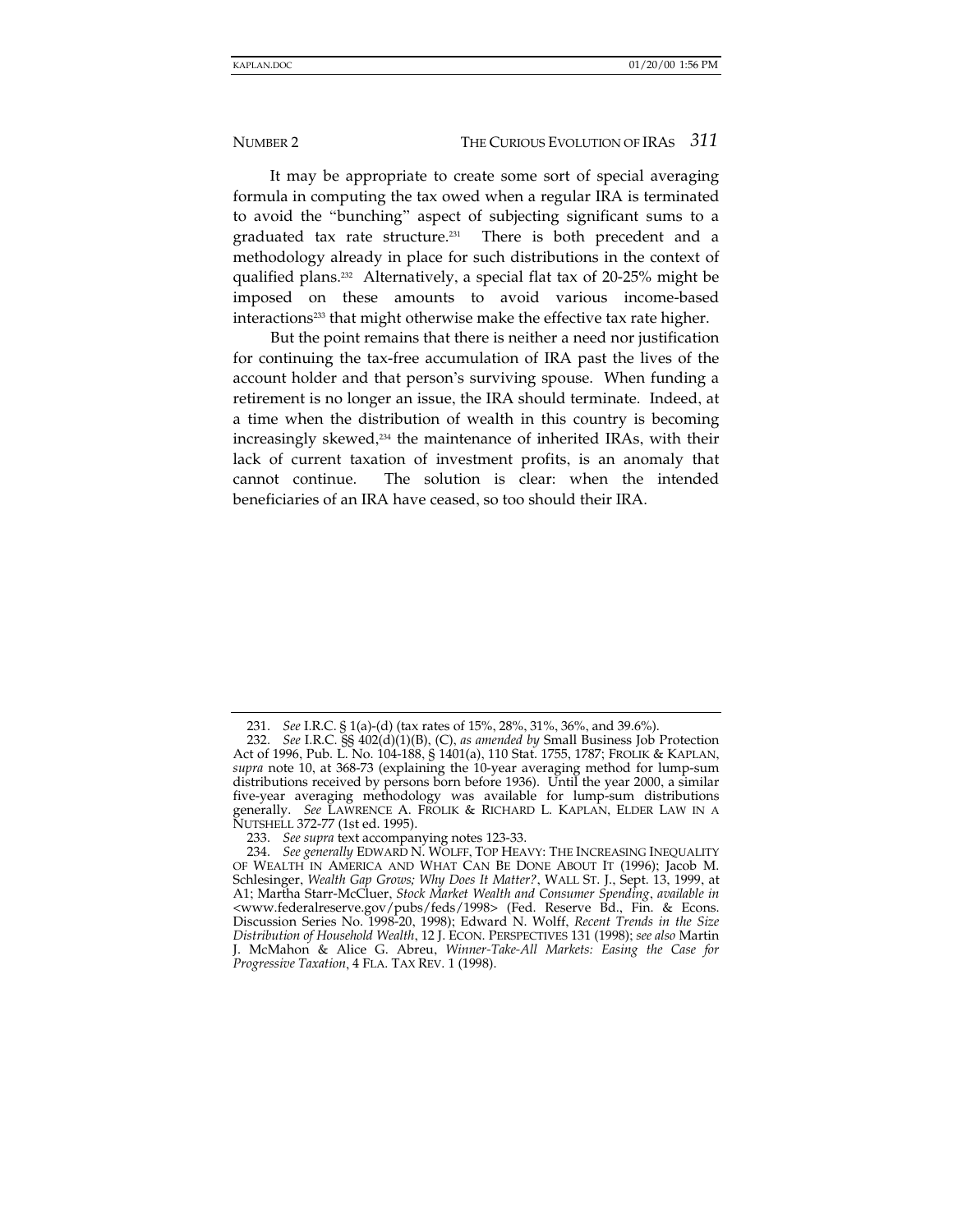It may be appropriate to create some sort of special averaging formula in computing the tax owed when a regular IRA is terminated to avoid the "bunching" aspect of subjecting significant sums to a graduated tax rate structure.[231] There is both precedent and a methodology already in place for such distributions in the context of qualified plans.[232] Alternatively, a special flat tax of 20-25% might be imposed on these amounts to avoid various income-based interactions[233] that might otherwise make the effective tax rate higher.

But the point remains that there is neither a need nor justification for continuing the tax-free accumulation of IRA past the lives of the account holder and that person's surviving spouse. When funding a retirement is no longer an issue, the IRA should terminate. Indeed, at a time when the distribution of wealth in this country is becoming increasingly skewed,[234] the maintenance of inherited IRAs, with their lack of current taxation of investment profits, is an anomaly that cannot continue. The solution is clear: when the intended beneficiaries of an IRA have ceased, so too should their IRA.

---

231. *See* I.R.C. § 1(a)-(d) (tax rates of 15%, 28%, 31%, 36%, and 39.6%).

232. *See* I.R.C. §§ 402(d)(1)(B), (C), *as amended by* Small Business Job Protection Act of 1996, Pub. L. No. 104-188, § 1401(a), 110 Stat. 1755, 1787; FROLIK & KAPLAN, *supra* note 10, at 368-73 (explaining the 10-year averaging method for lump-sum distributions received by persons born before 1936). Until the year 2000, a similar five-year averaging methodology was available for lump-sum distributions generally. *See* LAWRENCE A. FROLIK & RICHARD L. KAPLAN, ELDER LAW IN A NUTSHELL 372-77 (1st ed. 1995).

233. *See supra* text accompanying notes 123-33.

234. *See generally* EDWARD N. WOLFF, TOP HEAVY: THE INCREASING INEQUALITY OF WEALTH IN AMERICA AND WHAT CAN BE DONE ABOUT IT (1996); Jacob M. Schlesinger, *Wealth Gap Grows; Why Does It Matter?*, WALL ST. J., Sept. 13, 1999, at A1; Martha Starr-McCluer, *Stock Market Wealth and Consumer Spending*, *available in* <www.federalreserve.gov/pubs/feds/1998> (Fed. Reserve Bd., Fin. & Econs. Discussion Series No. 1998-20, 1998); Edward N. Wolff, *Recent Trends in the Size Distribution of Household Wealth*, 12 J. ECON. PERSPECTIVES 131 (1998); *see also* Martin J. McMahon & Alice G. Abreu, *Winner-Take-All Markets: Easing the Case for Progressive Taxation*, 4 FLA. TAX REV. 1 (1998).